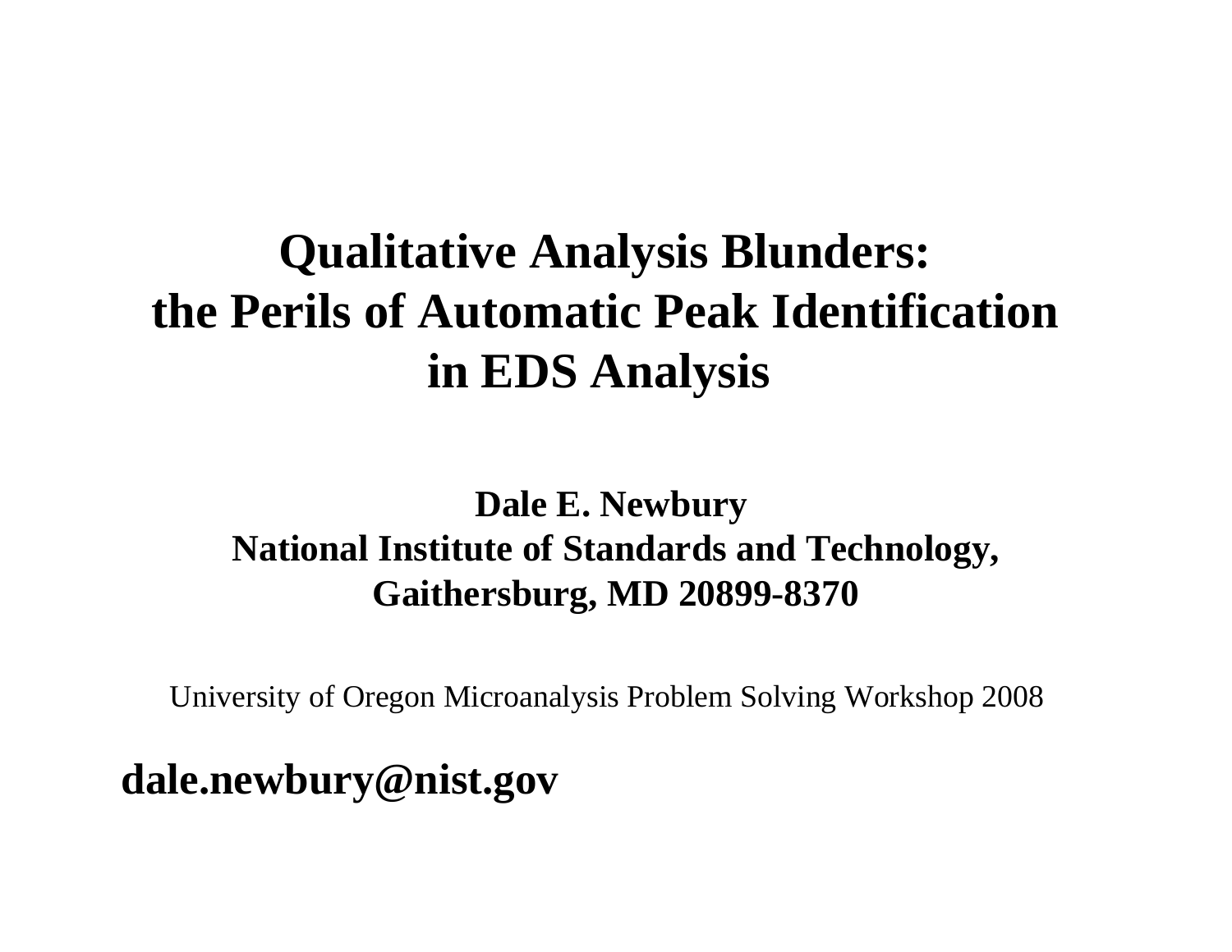# Qualitative Analysis Blunders: the Perils of Automatic Peak Identification in EDS Analysis

**Dale E. Newbury**
**National Institute of Standards and Technology,**
**Gaithersburg, MD 20899-8370**

University of Oregon Microanalysis Problem Solving Workshop 2008

**dale.newbury@nist.gov**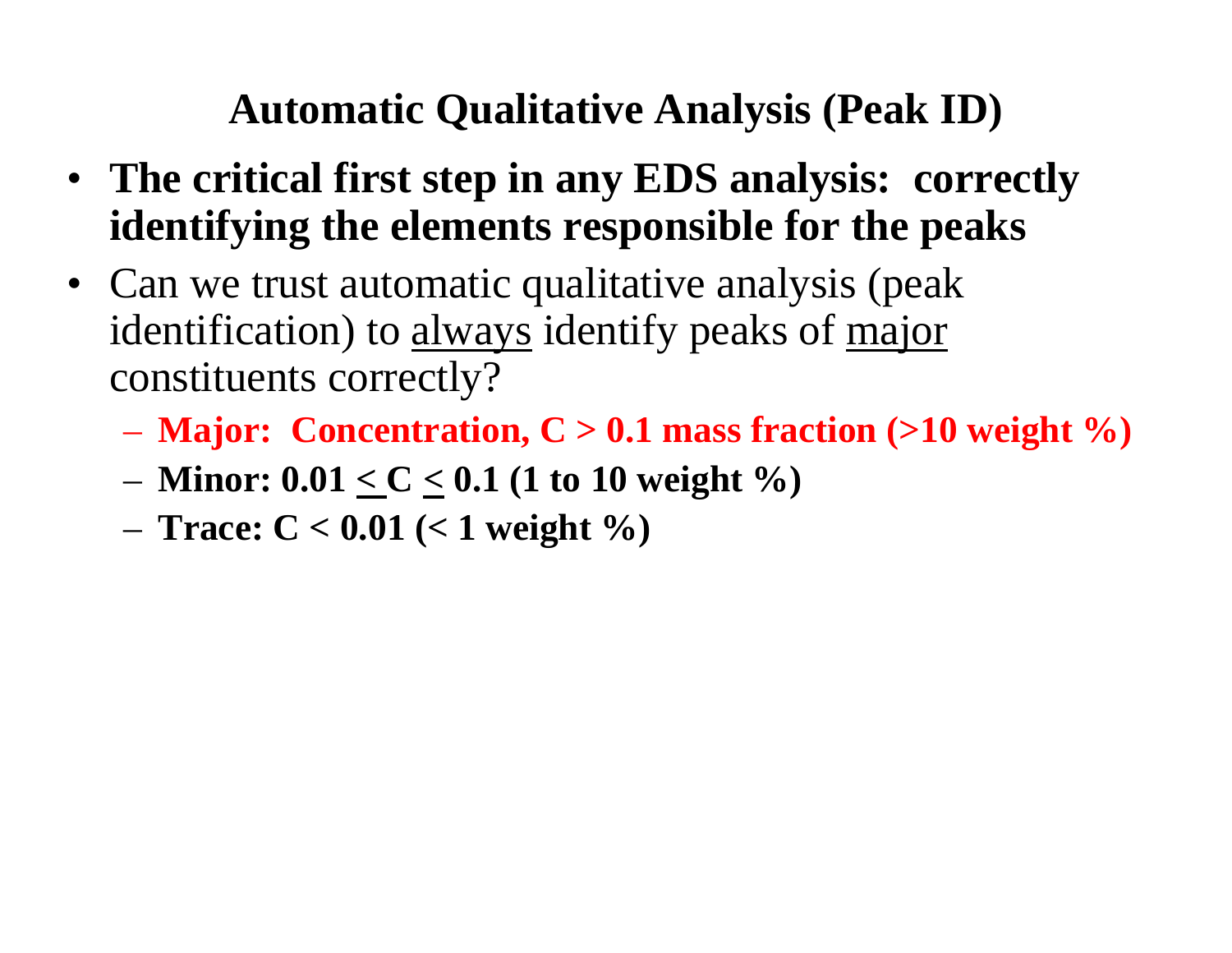# Automatic Qualitative Analysis (Peak ID)

- **The critical first step in any EDS analysis: correctly identifying the elements responsible for the peaks**
- Can we trust automatic qualitative analysis (peak identification) to <u>always</u> identify peaks of <u>major</u> constituents correctly?
  - **Major: Concentration, C > 0.1 mass fraction (>10 weight %)**
  - **Minor: 0.01 $\leq$ C $\leq$ 0.1 (1 to 10 weight %)**
  - **Trace: C < 0.01 (< 1 weight %)**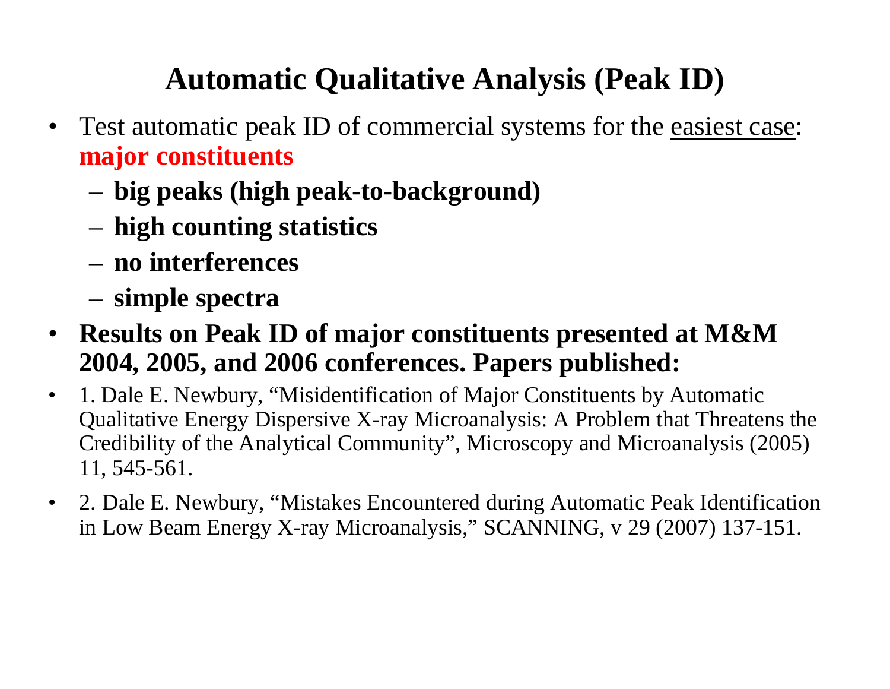# Automatic Qualitative Analysis (Peak ID)

- Test automatic peak ID of commercial systems for the easiest case: **major constituents**
  - **big peaks (high peak-to-background)**
  - **high counting statistics**
  - **no interferences**
  - **simple spectra**
- **Results on Peak ID of major constituents presented at M&M 2004, 2005, and 2006 conferences. Papers published:**
- 1. Dale E. Newbury, "Misidentification of Major Constituents by Automatic Qualitative Energy Dispersive X-ray Microanalysis: A Problem that Threatens the Credibility of the Analytical Community", Microscopy and Microanalysis (2005) 11, 545-561.
- 2. Dale E. Newbury, "Mistakes Encountered during Automatic Peak Identification in Low Beam Energy X-ray Microanalysis," SCANNING, v 29 (2007) 137-151.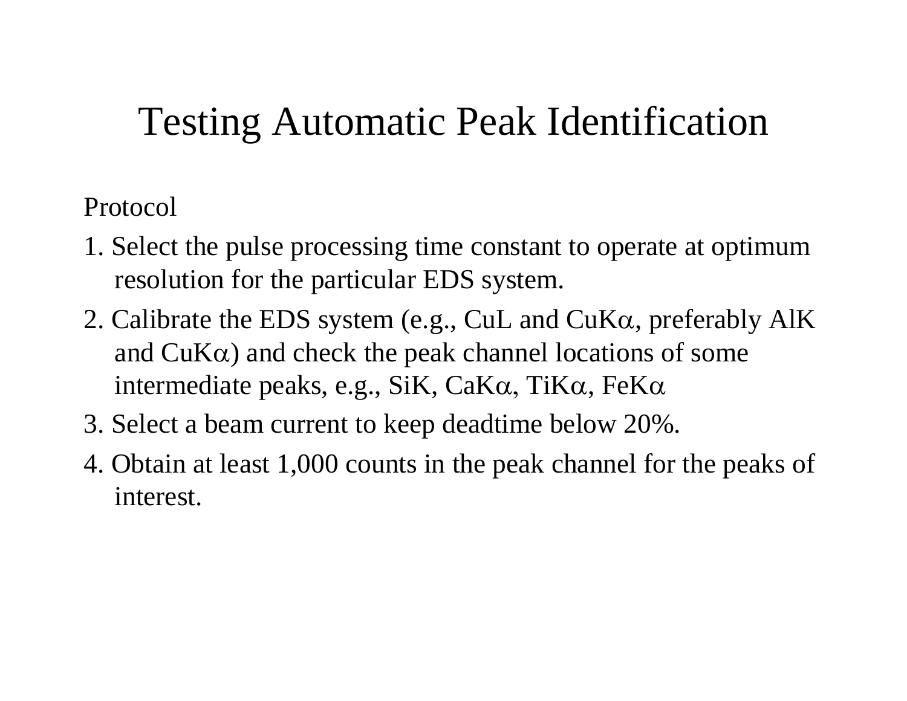# Testing Automatic Peak Identification

Protocol

1. Select the pulse processing time constant to operate at optimum resolution for the particular EDS system.
2. Calibrate the EDS system (e.g., CuL and CuK$\alpha$, preferably AlK and CuK$\alpha$) and check the peak channel locations of some intermediate peaks, e.g., SiK, CaK$\alpha$, TiK$\alpha$, FeK$\alpha$
3. Select a beam current to keep deadtime below 20%.
4. Obtain at least 1,000 counts in the peak channel for the peaks of interest.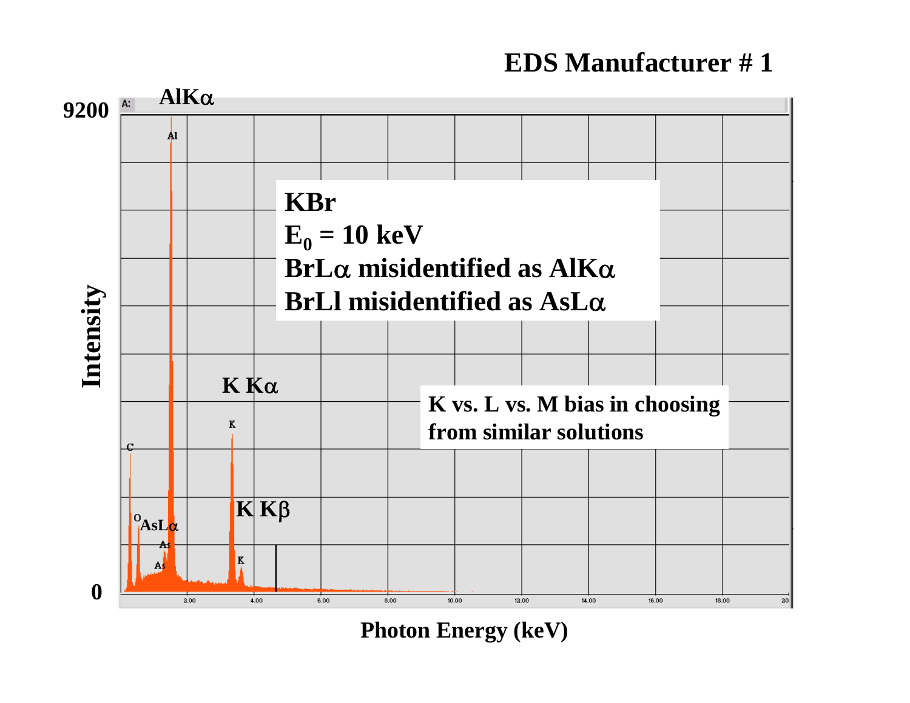## EDS Manufacturer # 1

**KBr**
**$E_0$ = 10 keV**
**BrLα misidentified as AlKα**
**BrLl misidentified as AsLα**

**K vs. L vs. M bias in choosing from similar solutions**

AlKα

K Kα

K Kβ

AsLα

Intensity

9200

0

Photon Energy (keV)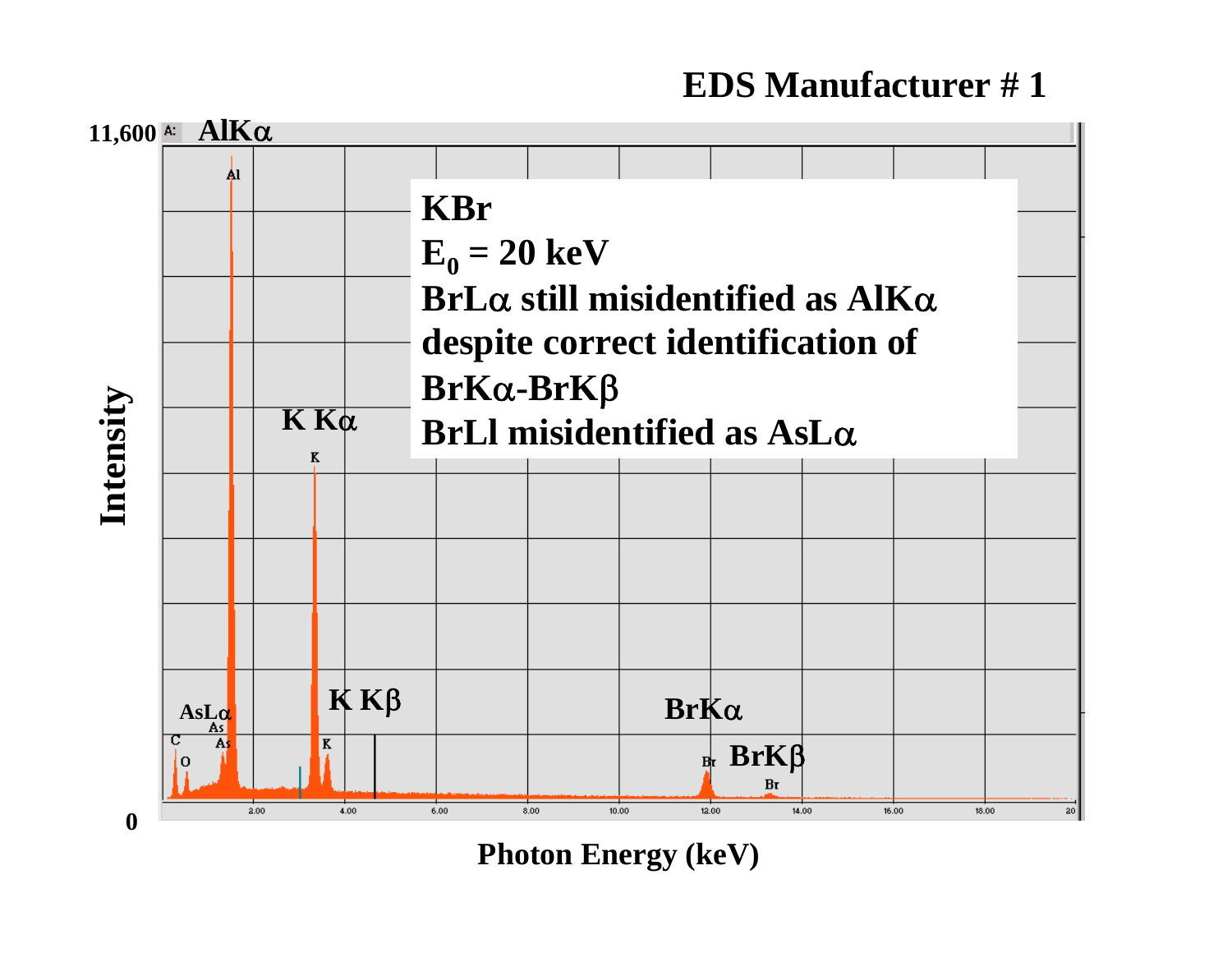## EDS Manufacturer # 1

**KBr**

**$E_0$ = 20 keV**

**BrLα still misidentified as AlKα despite correct identification of BrKα-BrKβ**

**BrLl misidentified as AsLα**

AlKα

K Kα

K Kβ

AsLα

BrKα

BrKβ

Intensity

11,600

0

Photon Energy (keV)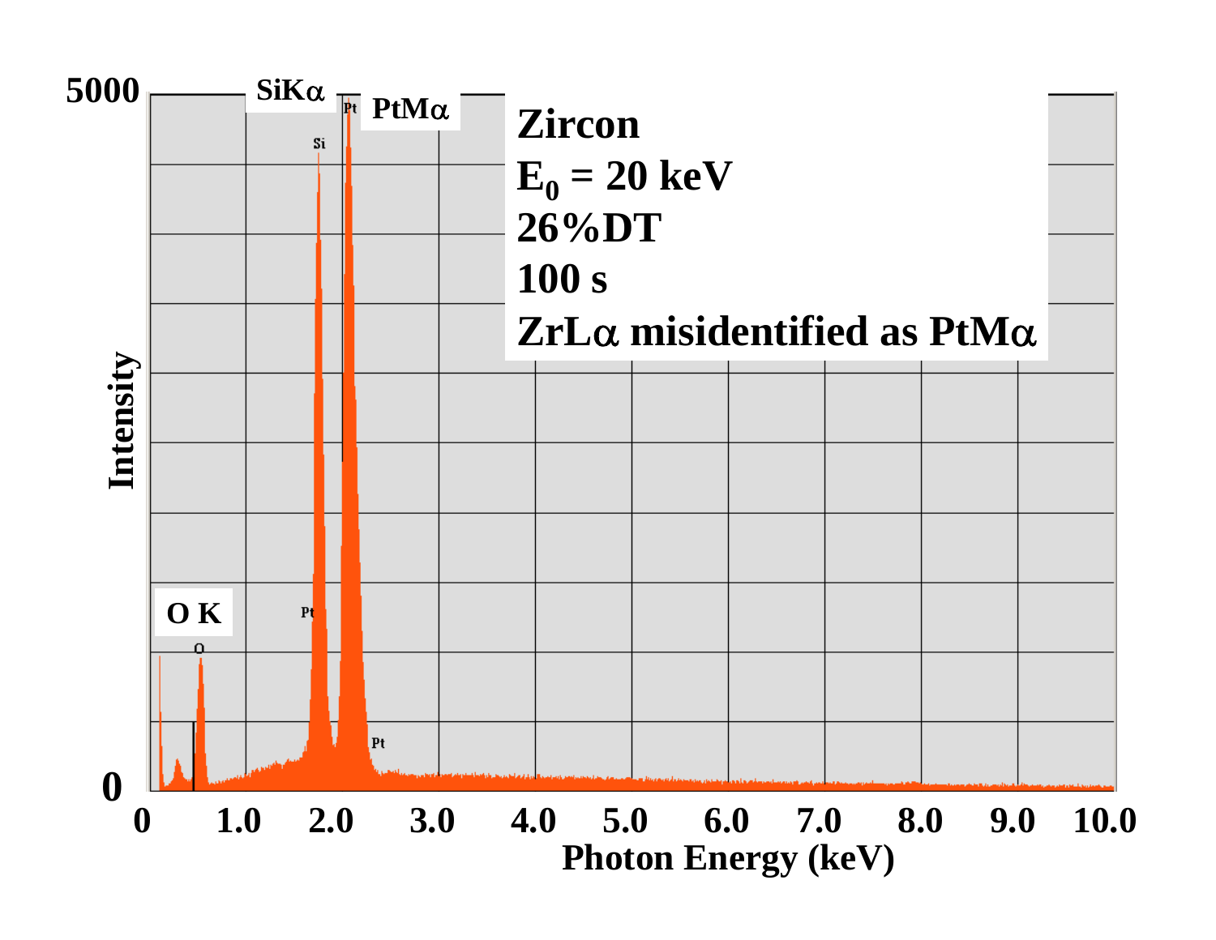**Zircon**

**$E_0$ = 20 keV**

**26%DT**

**100 s**

**ZrLα misidentified as PtMα**

SiKα, PtMα, O K

Intensity (0–5000)

Photon Energy (keV) (0–10.0)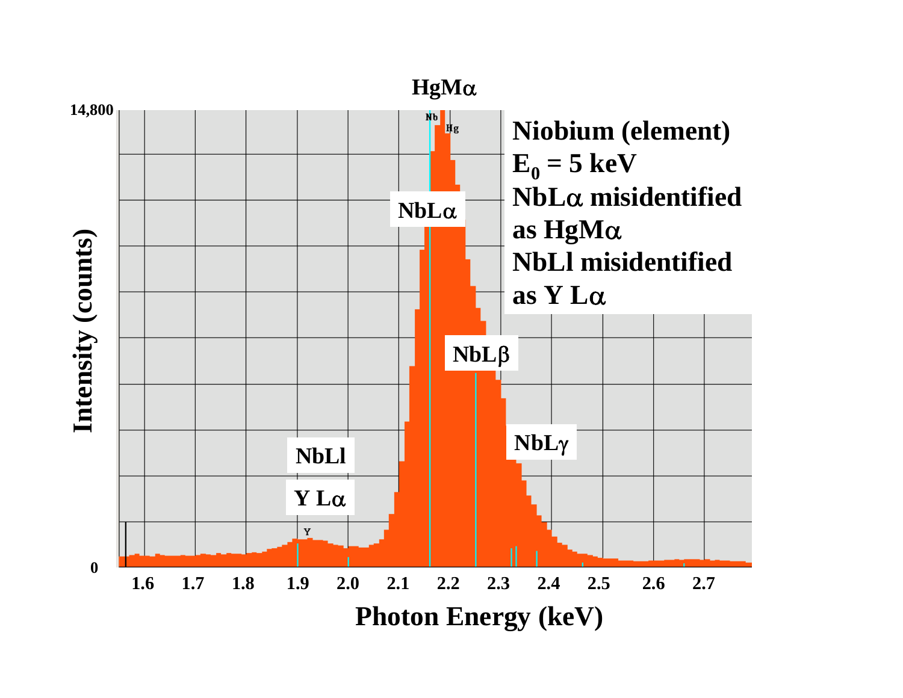**HgMα**

**Niobium (element)**
**$E_0$ = 5 keV**
**NbLα misidentified as HgMα**
**NbLl misidentified as Y Lα**

NbLα

NbLβ

NbLγ

NbLl

Y Lα

Intensity (counts): 0 – 14,800

Photon Energy (keV): 1.6, 1.7, 1.8, 1.9, 2.0, 2.1, 2.2, 2.3, 2.4, 2.5, 2.6, 2.7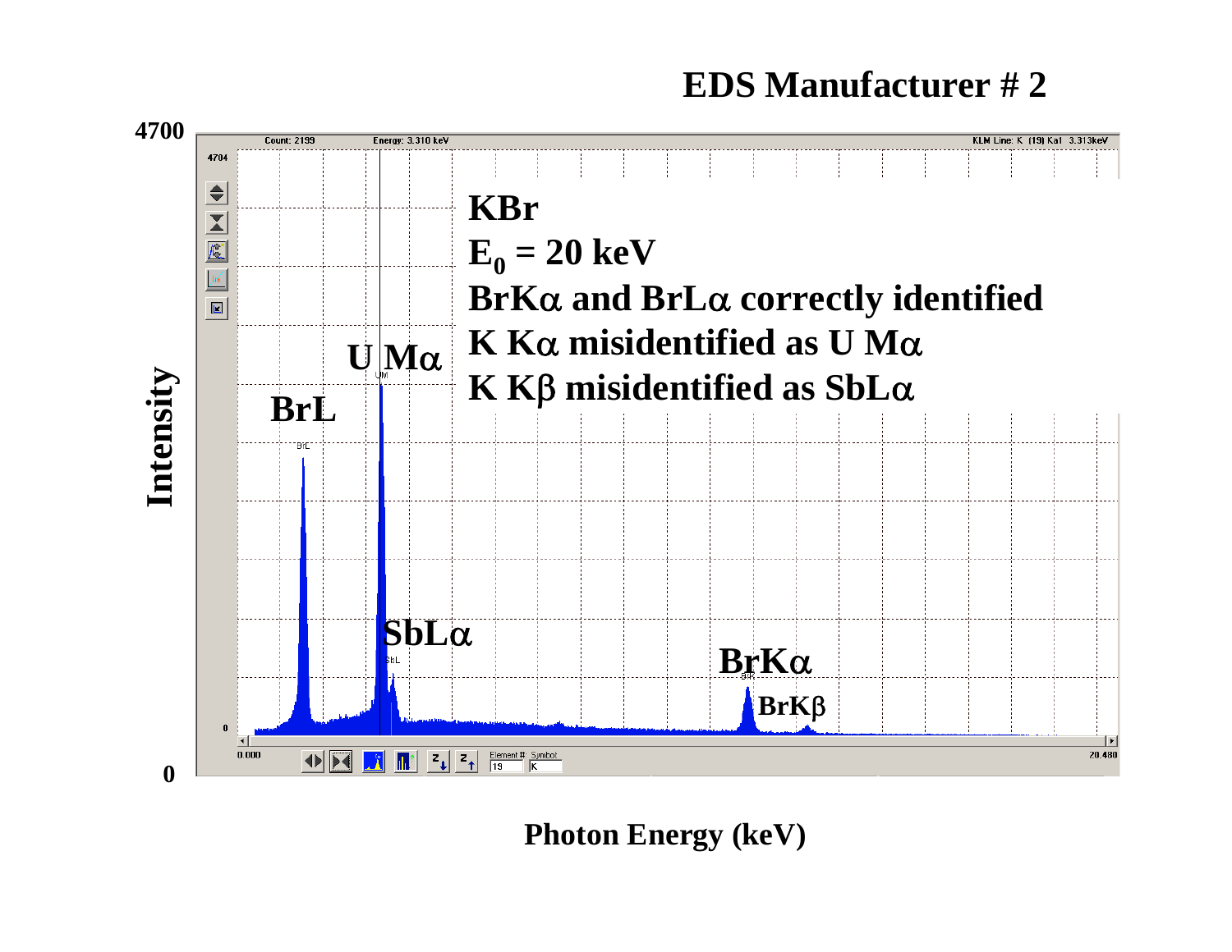# EDS Manufacturer # 2

**KBr**

**$E_0$ = 20 keV**

**BrKα and BrLα correctly identified**

**K Kα misidentified as U Mα**

**K Kβ misidentified as SbLα**

Intensity (0 – 4700)

Photon Energy (keV)

Peak labels: BrL, U Mα, SbLα, BrKα, BrKβ

Count: 2199 | Energy: 3.310 keV | KLM Line: K (19) Ka1 3.313keV

0.000 – 20.480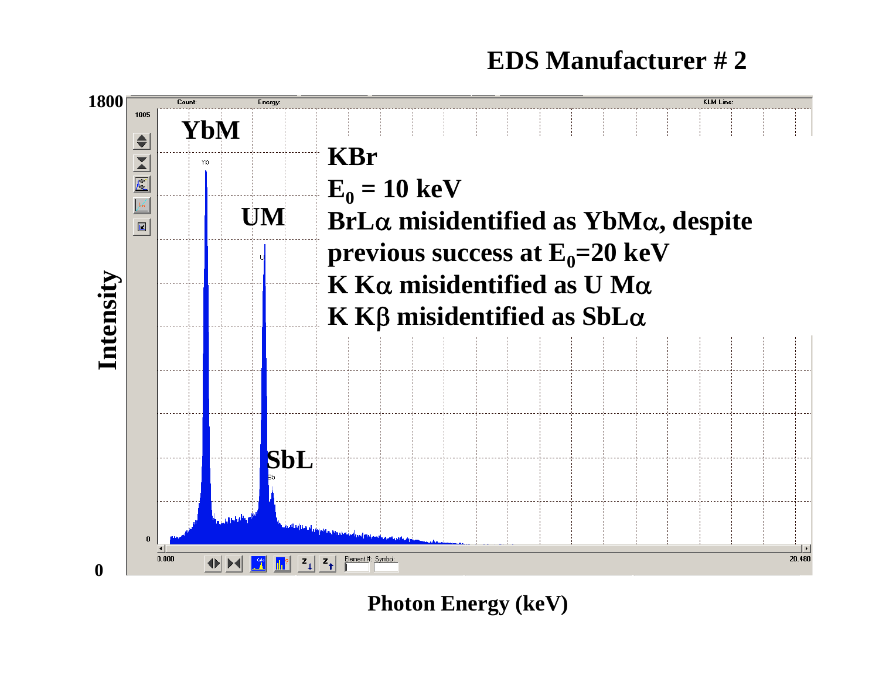# EDS Manufacturer # 2

**KBr**

**$E_0$ = 10 keV**

**BrL$\alpha$ misidentified as YbM$\alpha$, despite previous success at $E_0$=20 keV**

**K K$\alpha$ misidentified as U M$\alpha$**

**K K$\beta$ misidentified as SbL$\alpha$**

YbM

UM

SbL

Intensity

Photon Energy (keV)

1800

0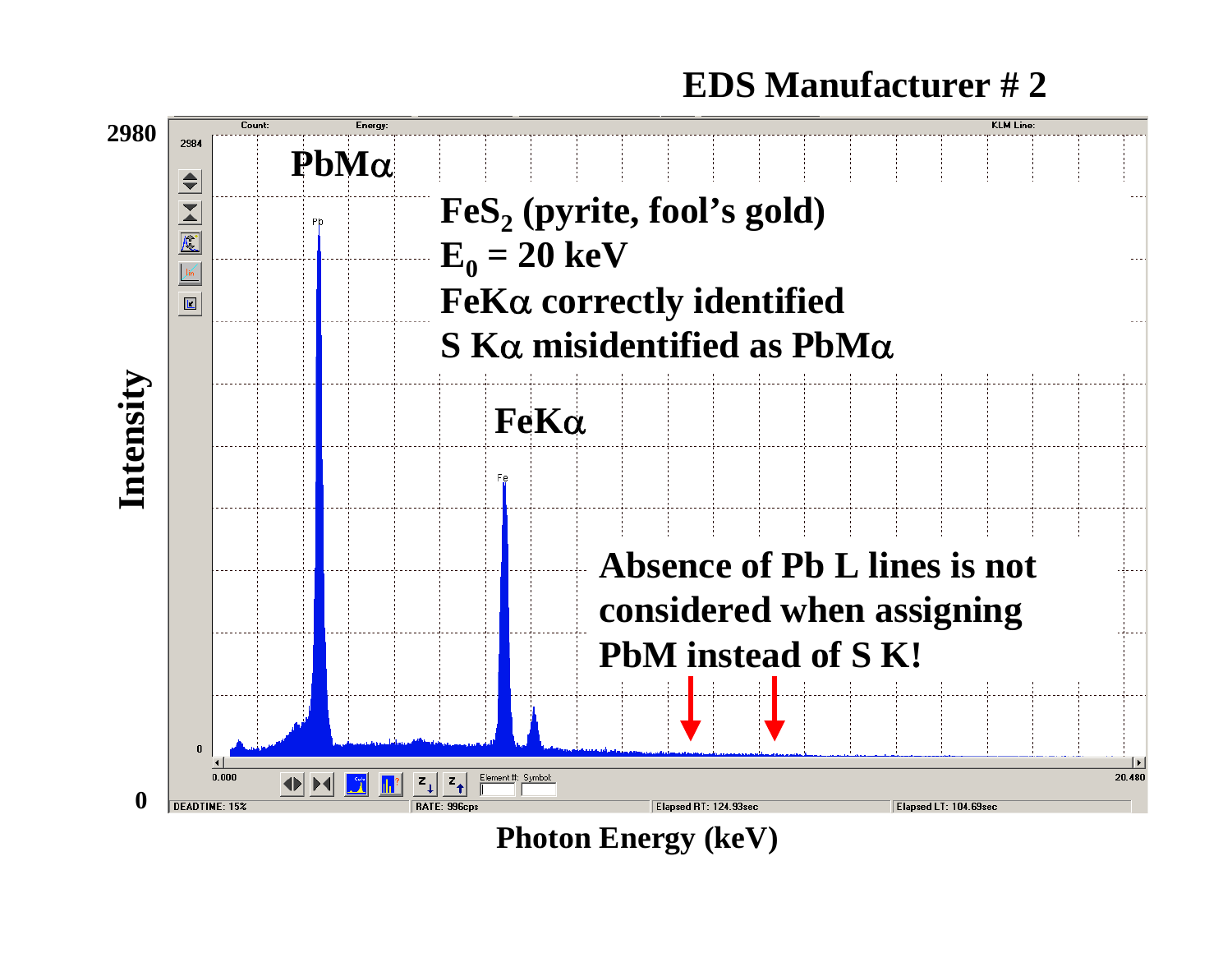# EDS Manufacturer # 2

$FeS_2$ (pyrite, fool's gold)

$E_0$ = 20 keV

FeKα correctly identified

S Kα misidentified as PbMα

Absence of Pb L lines is not considered when assigning PbM instead of S K!

PbMα

FeKα

Intensity

Photon Energy (keV)

2980

0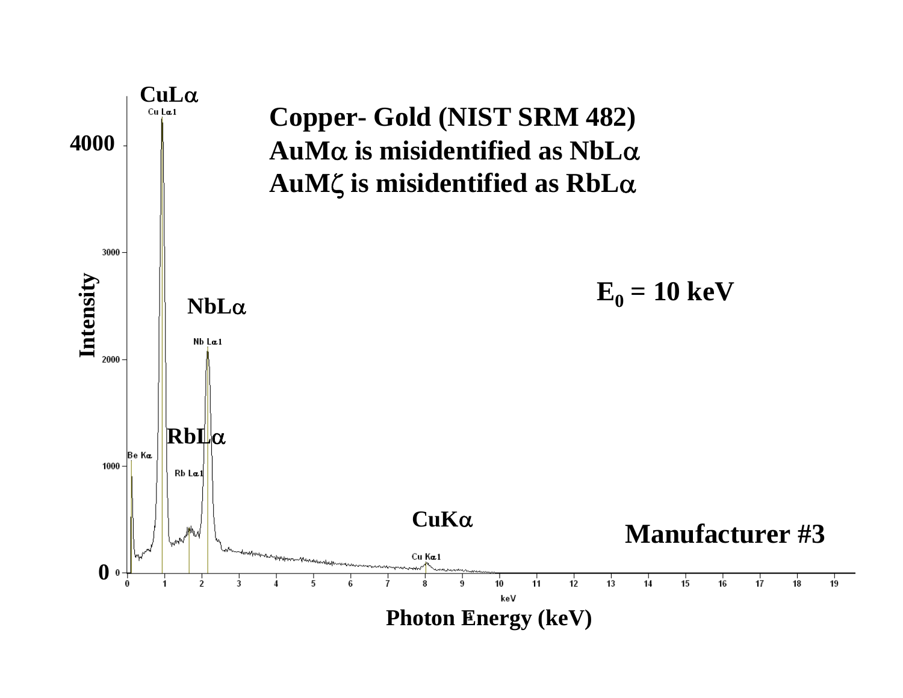Copper- Gold (NIST SRM 482)

AuM$\alpha$ is misidentified as NbL$\alpha$

AuM$\zeta$ is misidentified as RbL$\alpha$

$E_0$ = 10 keV

Manufacturer #3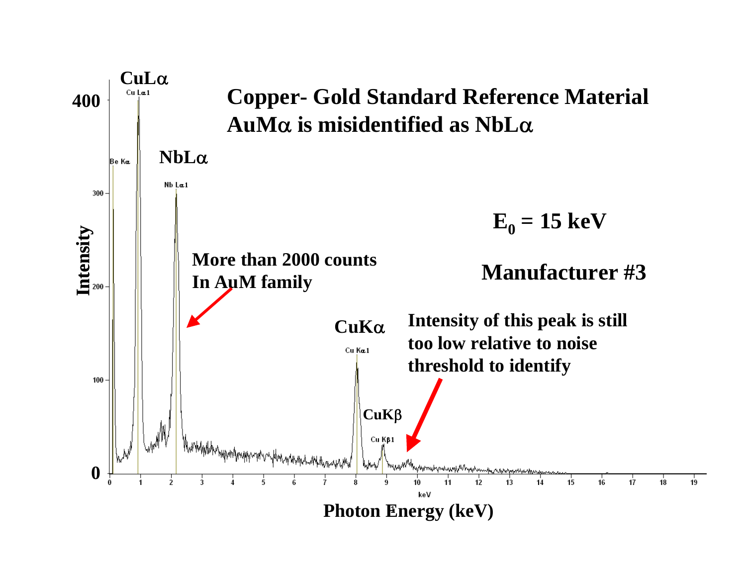# Copper- Gold Standard Reference Material
## AuMα is misidentified as NbLα

$E_0 = 15$ keV

Manufacturer #3

More than 2000 counts In AuM family

Intensity of this peak is still too low relative to noise threshold to identify

CuLα

NbLα

CuKα

CuKβ

Intensity

Photon Energy (keV)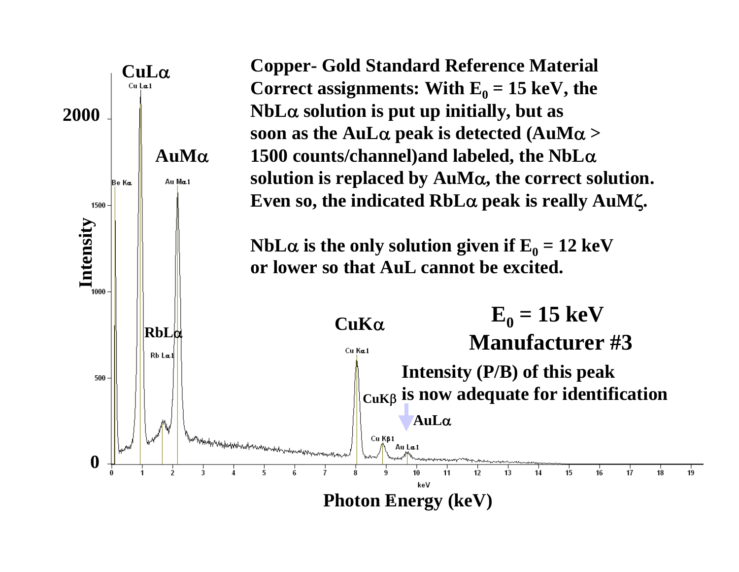**Copper- Gold Standard Reference Material**

**Correct assignments: With $E_0$ = 15 keV, the NbL$\alpha$ solution is put up initially, but as soon as the AuL$\alpha$ peak is detected (AuM$\alpha$ > 1500 counts/channel)and labeled, the NbL$\alpha$ solution is replaced by AuM$\alpha$, the correct solution. Even so, the indicated RbL$\alpha$ peak is really AuM$\zeta$.**

**NbL$\alpha$ is the only solution given if $E_0$ = 12 keV or lower so that AuL cannot be excited.**

**$E_0$ = 15 keV**

**Manufacturer #3**

**Intensity (P/B) of this peak is now adequate for identification**

CuL$\alpha$

AuM$\alpha$

RbL$\alpha$

CuK$\alpha$

CuK$\beta$

AuL$\alpha$

Intensity

Photon Energy (keV)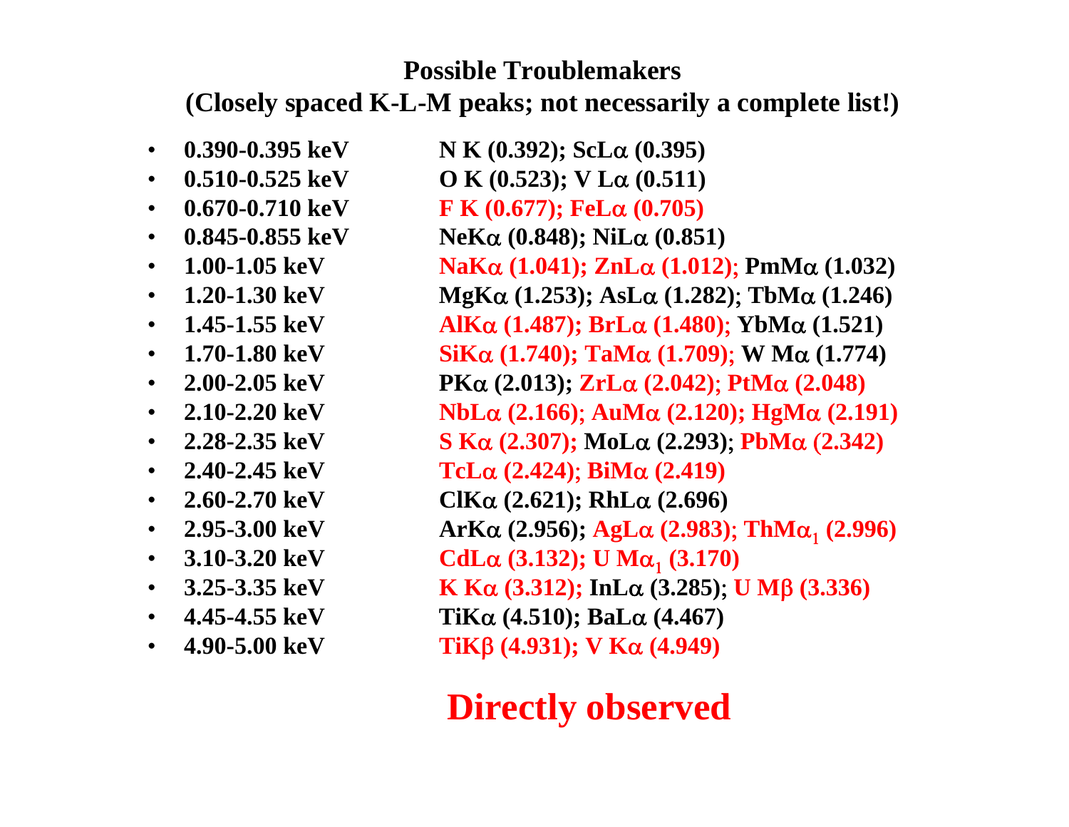## Possible Troublemakers
### (Closely spaced K-L-M peaks; not necessarily a complete list!)

- **0.390-0.395 keV** — **N K (0.392); ScLα (0.395)**
- **0.510-0.525 keV** — **O K (0.523); V Lα (0.511)**
- **0.670-0.710 keV** — **F K (0.677); FeLα (0.705)**
- **0.845-0.855 keV** — **NeKα (0.848); NiLα (0.851)**
- **1.00-1.05 keV** — **NaKα (1.041); ZnLα (1.012); PmMα (1.032)**
- **1.20-1.30 keV** — **MgKα (1.253); AsLα (1.282); TbMα (1.246)**
- **1.45-1.55 keV** — **AlKα (1.487); BrLα (1.480); YbMα (1.521)**
- **1.70-1.80 keV** — **SiKα (1.740); TaMα (1.709); W Mα (1.774)**
- **2.00-2.05 keV** — **PKα (2.013); ZrLα (2.042); PtMα (2.048)**
- **2.10-2.20 keV** — **NbLα (2.166); AuMα (2.120); HgMα (2.191)**
- **2.28-2.35 keV** — **S Kα (2.307); MoLα (2.293); PbMα (2.342)**
- **2.40-2.45 keV** — **TcLα (2.424); BiMα (2.419)**
- **2.60-2.70 keV** — **ClKα (2.621); RhLα (2.696)**
- **2.95-3.00 keV** — **ArKα (2.956); AgLα (2.983); ThMα$_1$ (2.996)**
- **3.10-3.20 keV** — **CdLα (3.132); U Mα$_1$ (3.170)**
- **3.25-3.35 keV** — **K Kα (3.312); InLα (3.285); U Mβ (3.336)**
- **4.45-4.55 keV** — **TiKα (4.510); BaLα (4.467)**
- **4.90-5.00 keV** — **TiKβ (4.931); V Kα (4.949)**

**Directly observed**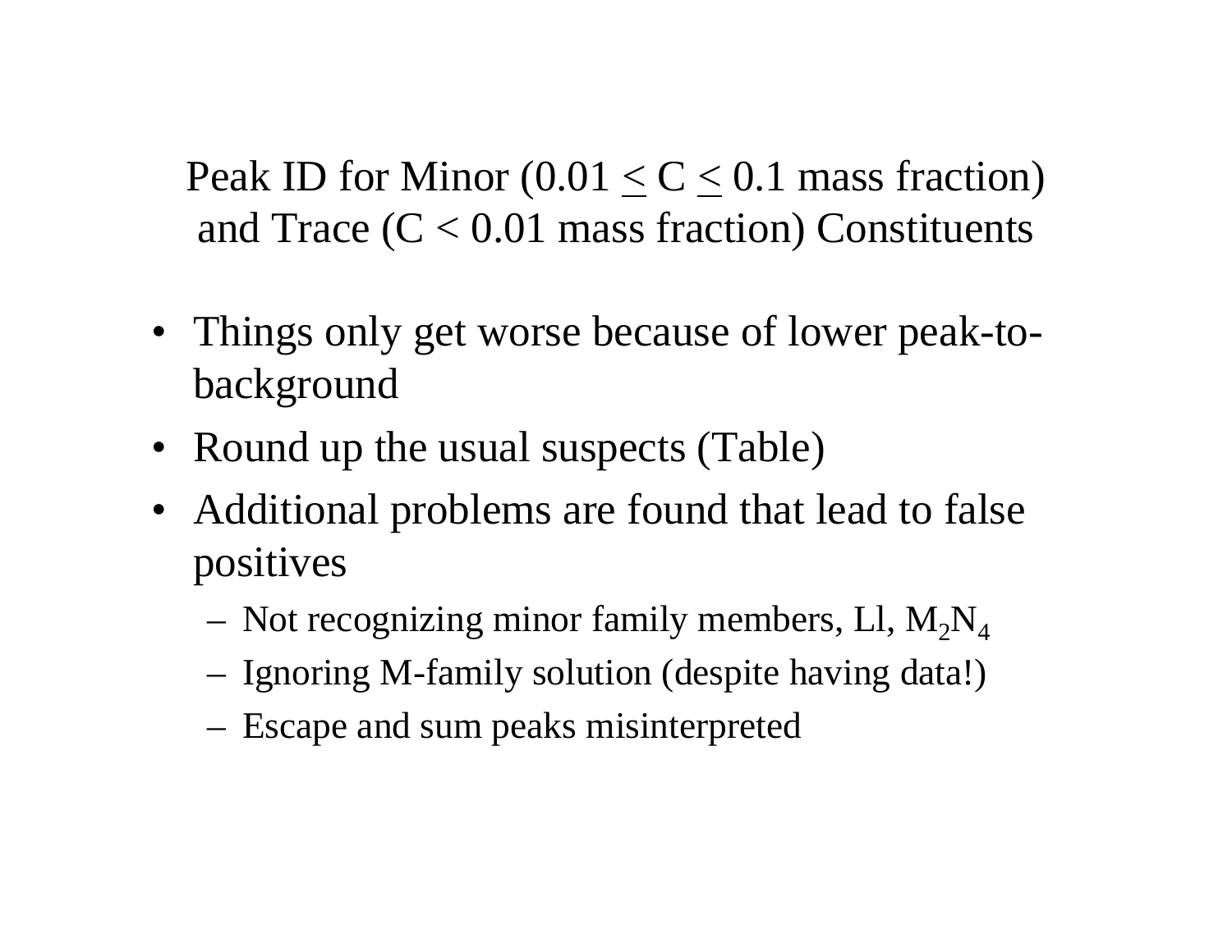## Peak ID for Minor ($0.01 \leq C \leq 0.1$ mass fraction) and Trace ($C < 0.01$ mass fraction) Constituents

- Things only get worse because of lower peak-to-background
- Round up the usual suspects (Table)
- Additional problems are found that lead to false positives
  - Not recognizing minor family members, Ll, $M_2N_4$
  - Ignoring M-family solution (despite having data!)
  - Escape and sum peaks misinterpreted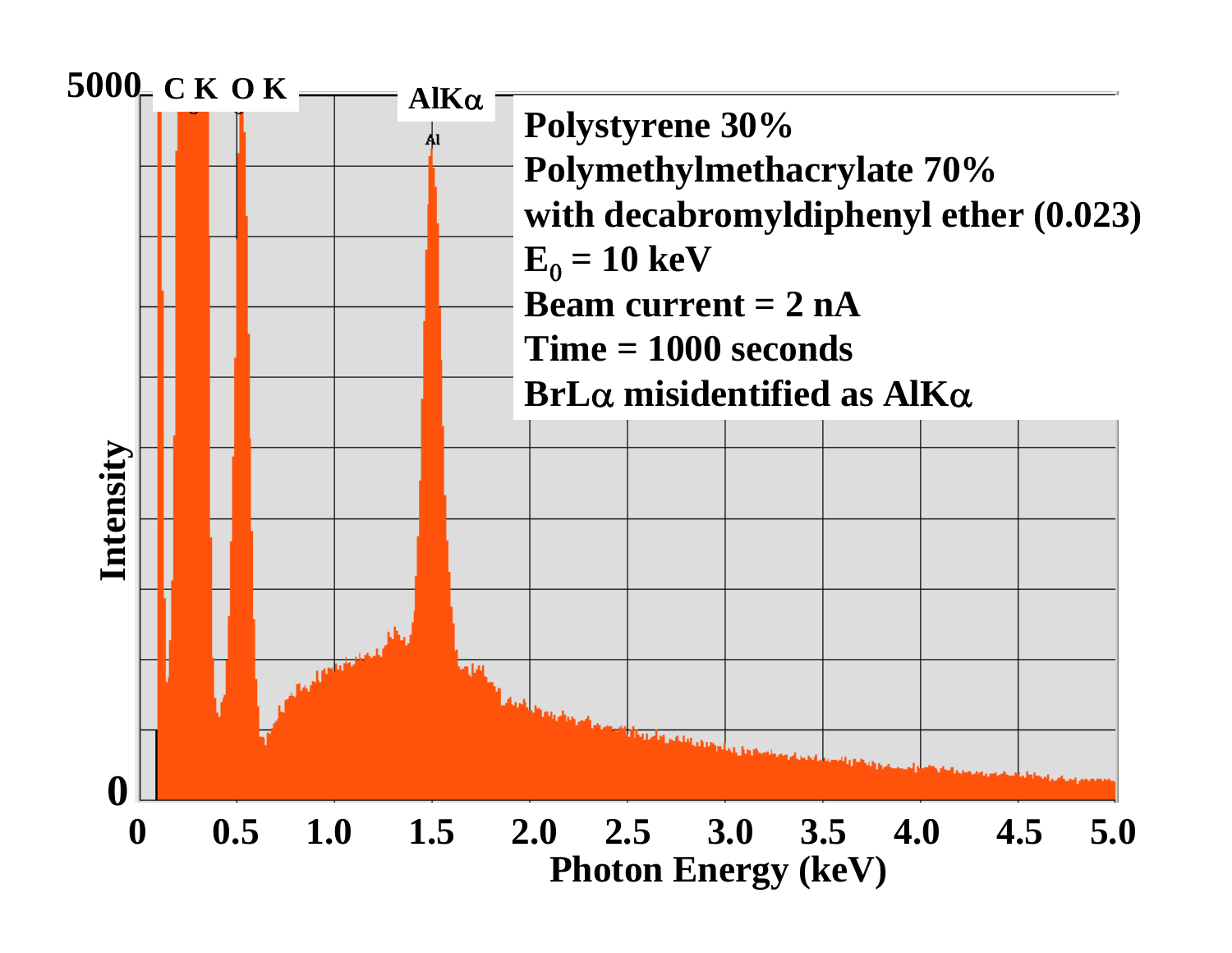Polystyrene 30%
Polymethylmethacrylate 70%
with decabromyldiphenyl ether (0.023)
$E_0$ = 10 keV
Beam current = 2 nA
Time = 1000 seconds
BrLα misidentified as AlKα

C K   O K   AlKα

Intensity: 0 – 5000

Photon Energy (keV): 0, 0.5, 1.0, 1.5, 2.0, 2.5, 3.0, 3.5, 4.0, 4.5, 5.0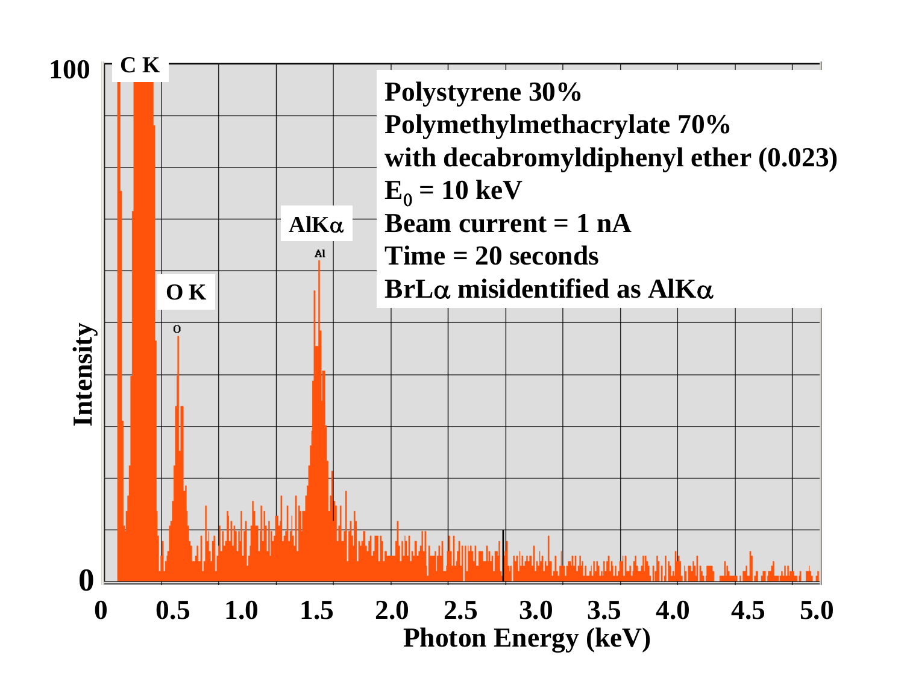Polystyrene 30%
Polymethylmethacrylate 70%
with decabromyldiphenyl ether (0.023)
$E_0$ = 10 keV
Beam current = 1 nA
Time = 20 seconds
BrLα misidentified as AlKα

C K

O K

AlKα

Intensity

Photon Energy (keV)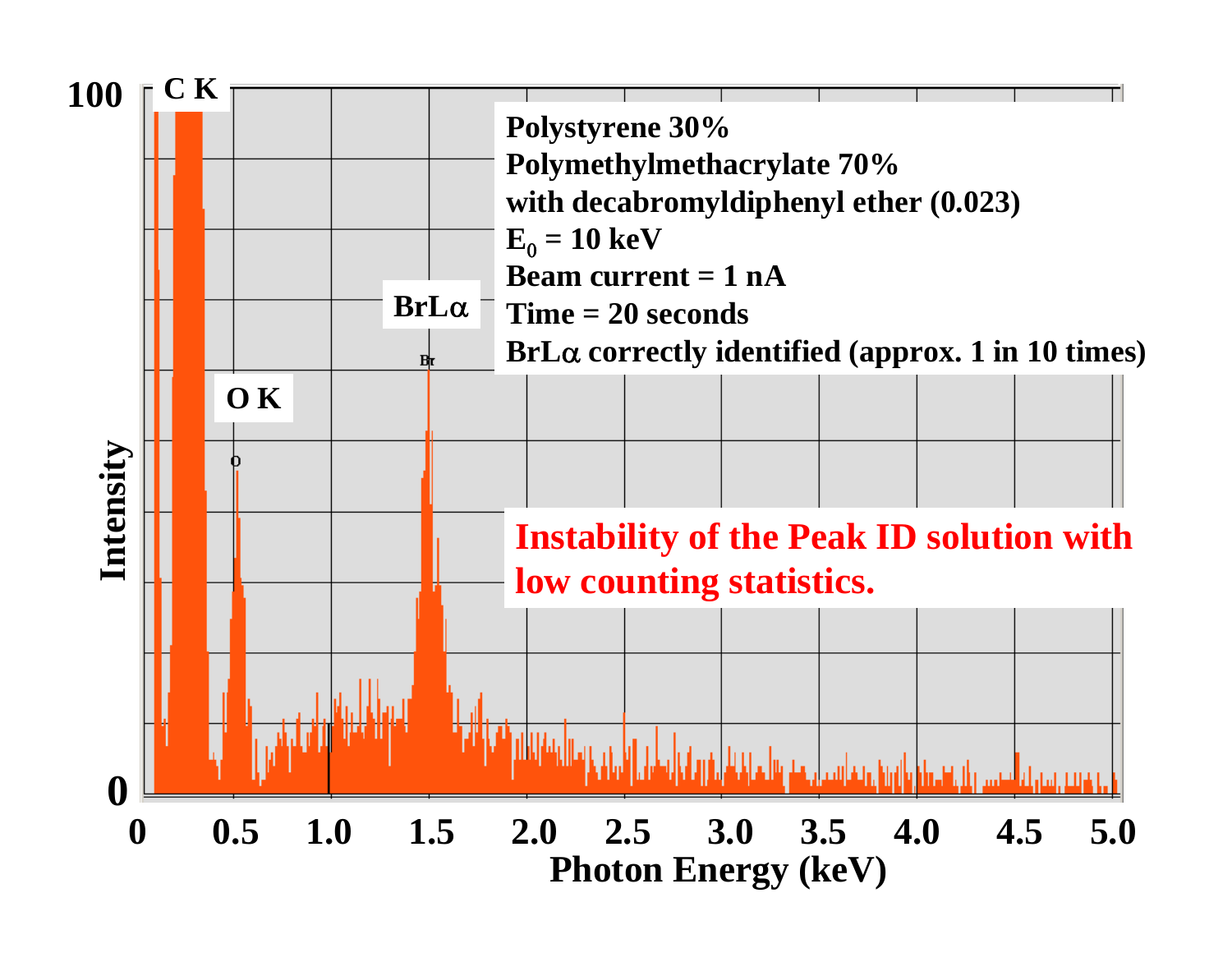Polystyrene 30%

Polymethylmethacrylate 70%

with decabromyldiphenyl ether (0.023)

$E_0$ = 10 keV

Beam current = 1 nA

Time = 20 seconds

BrLα correctly identified (approx. 1 in 10 times)

**Instability of the Peak ID solution with low counting statistics.**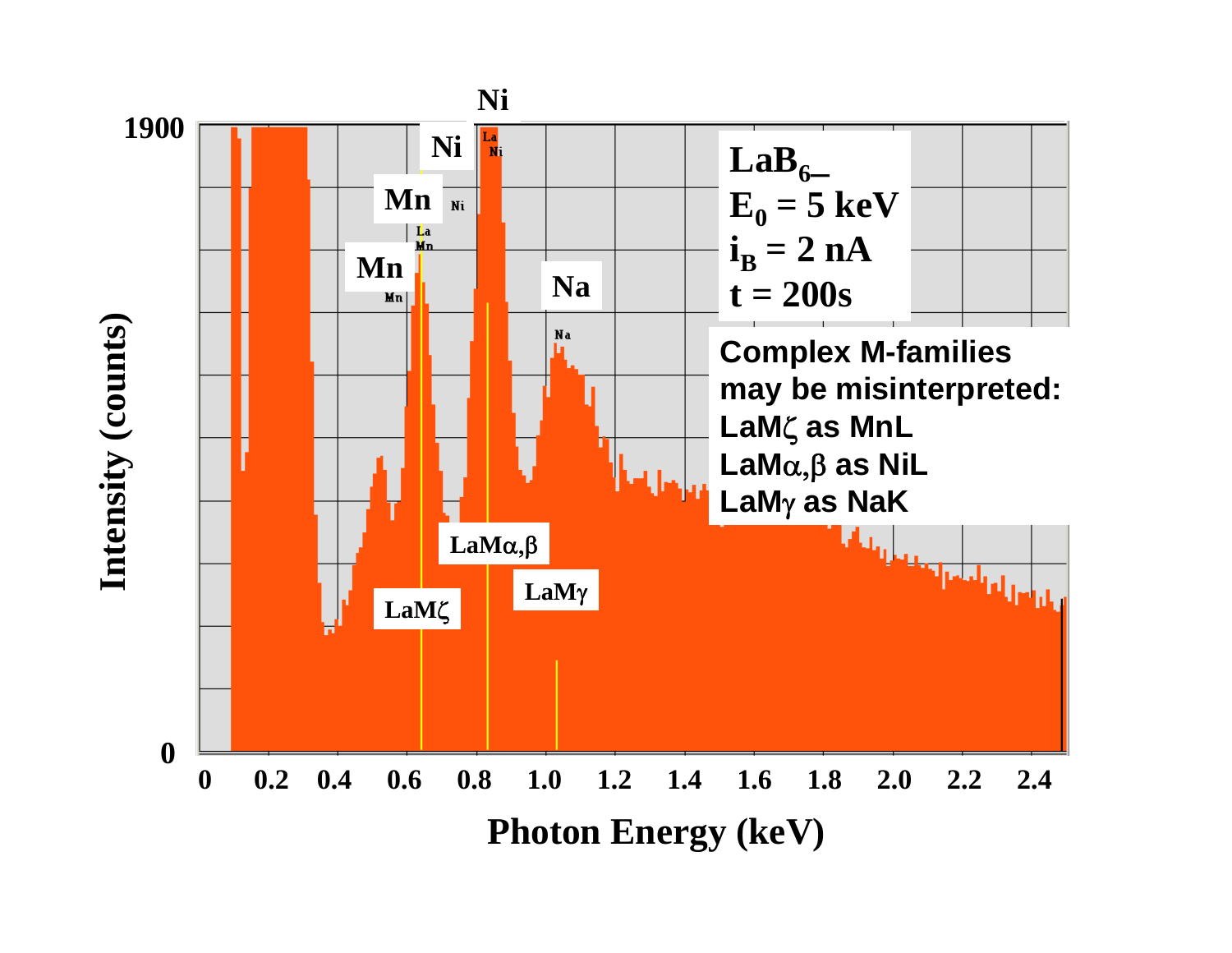$LaB_6$
$E_0 = 5$ keV
$i_B = 2$ nA
$t = 200$s

**Complex M-families may be misinterpreted:**
**LaMζ as MnL**
**LaMα,β as NiL**
**LaMγ as NaK**

Intensity (counts)

Photon Energy (keV)

Peak labels: Mn, Mn, Ni, Ni, Na, LaMζ, LaMα,β, LaMγ

Axis values: 0, 1900; 0, 0.2, 0.4, 0.6, 0.8, 1.0, 1.2, 1.4, 1.6, 1.8, 2.0, 2.2, 2.4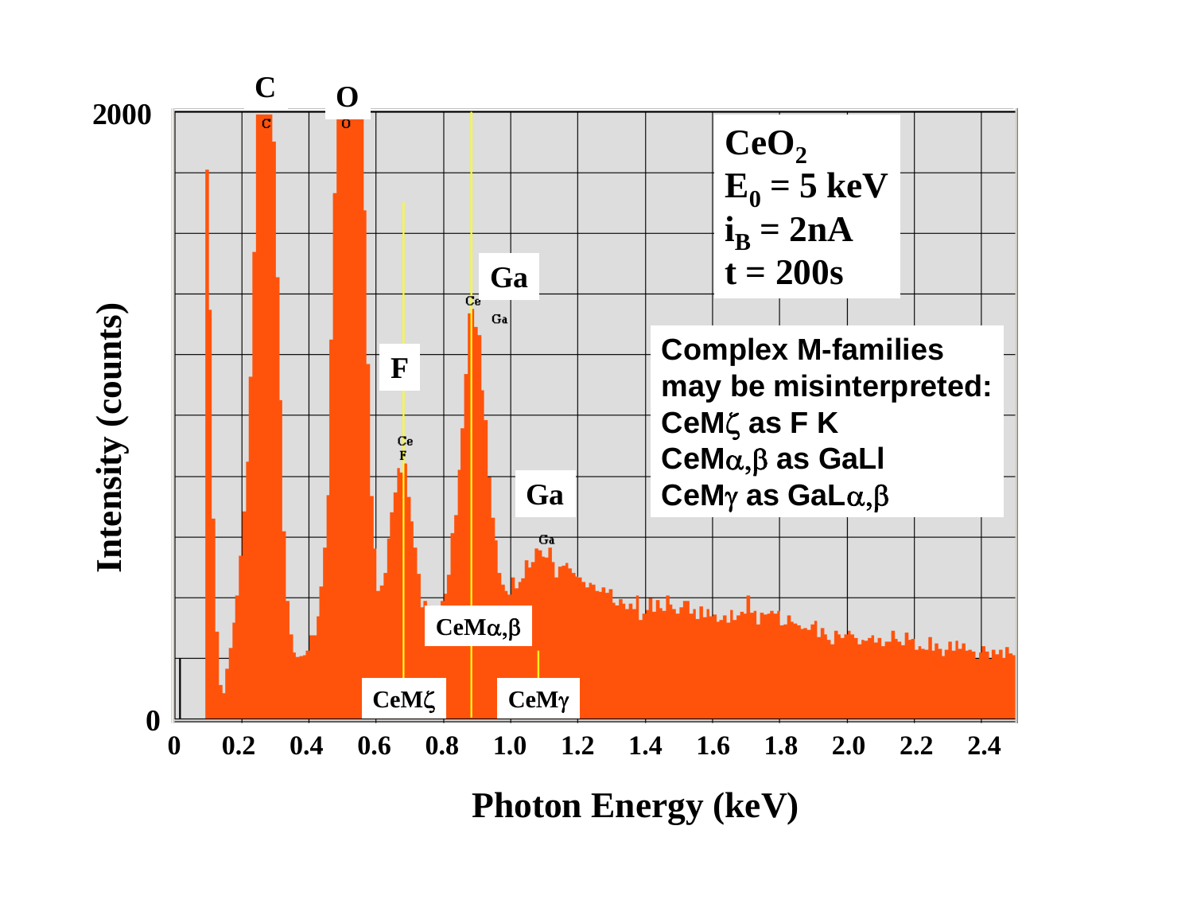$CeO_2$
$E_0$ = 5 keV
$i_B$ = 2nA
t = 200s

**Complex M-families may be misinterpreted:**
**CeMζ as F K**
**CeMα,β as GaLl**
**CeMγ as GaLα,β**

Intensity (counts) vs. Photon Energy (keV)

Peak labels: C, O, F, Ga, Ga, CeMζ, CeMα,β, CeMγ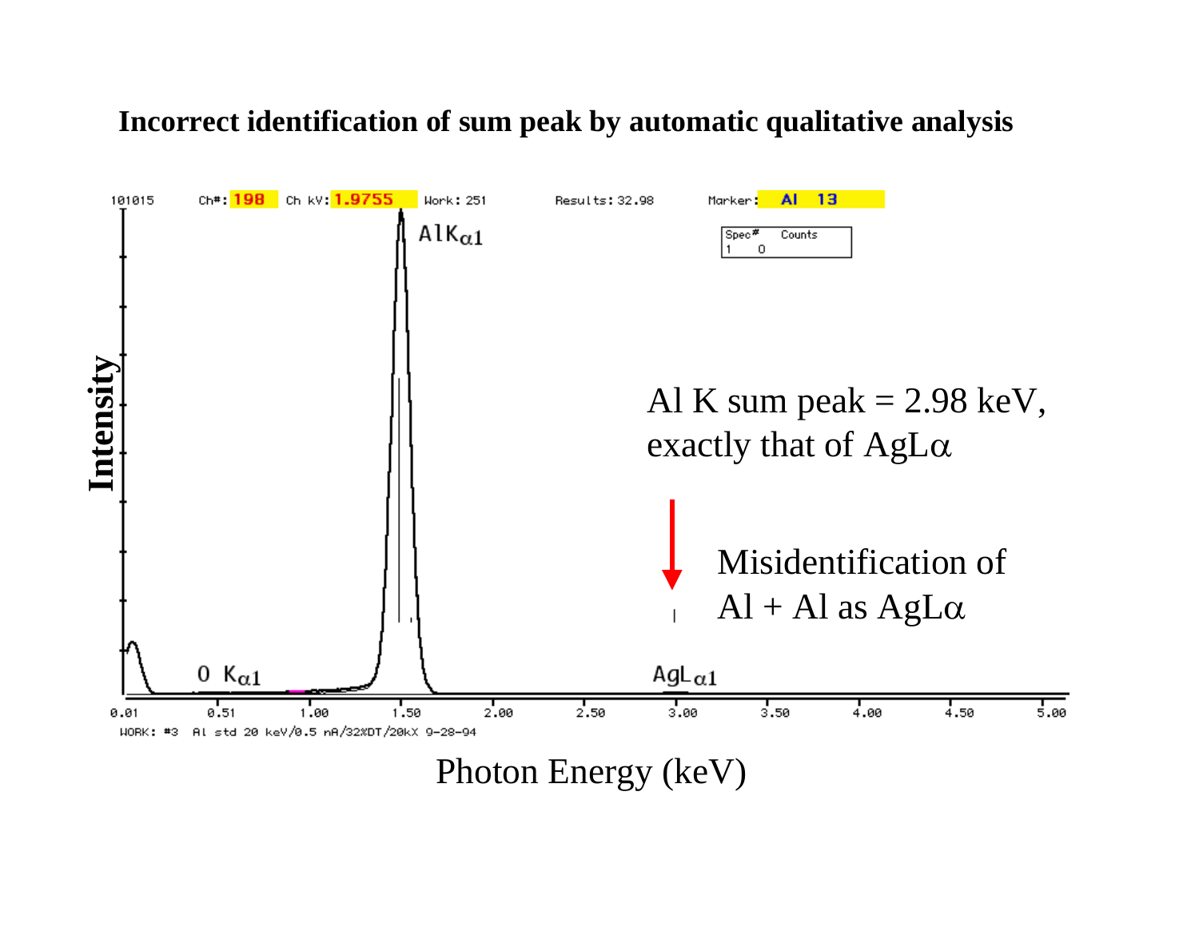**Incorrect identification of sum peak by automatic qualitative analysis**

Al K sum peak = 2.98 keV, exactly that of AgLα

Misidentification of Al + Al as AgLα

Intensity

Photon Energy (keV)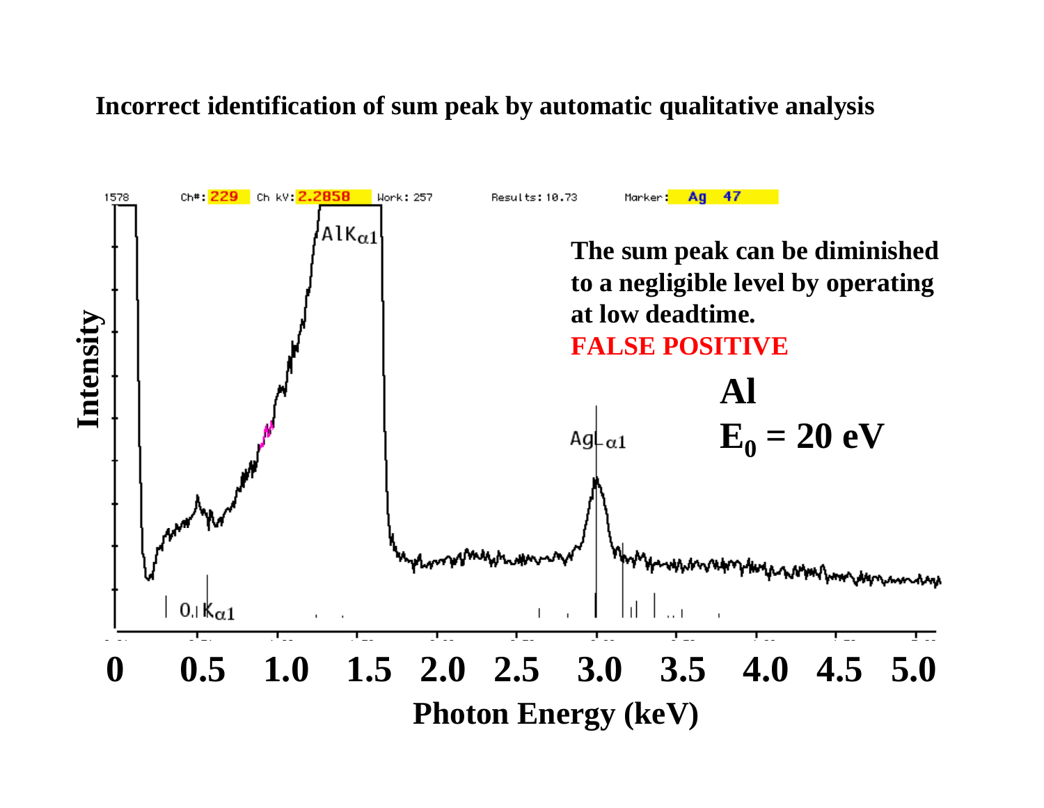**Incorrect identification of sum peak by automatic qualitative analysis**

1578 Ch#: 229 Ch kV: 2.2858 Work: 257 Results: 10.73 Marker: Ag 47

AlK$\alpha$1

The sum peak can be diminished to a negligible level by operating at low deadtime.

FALSE POSITIVE

Al

$E_0$ = 20 eV

AgL$\alpha$1

O K$\alpha$1

Intensity

0 0.5 1.0 1.5 2.0 2.5 3.0 3.5 4.0 4.5 5.0

Photon Energy (keV)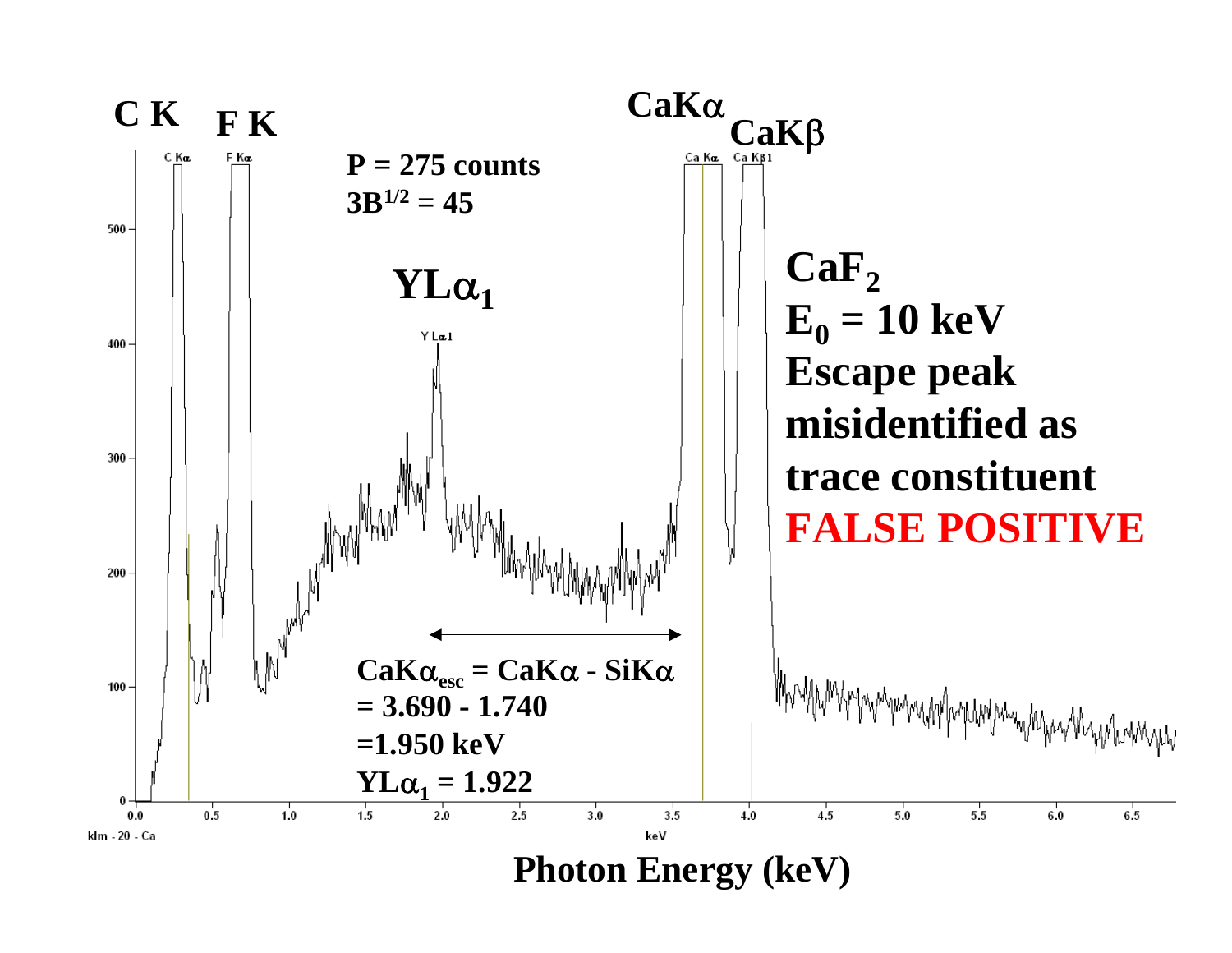C K F K

CaKα CaKβ

P = 275 counts

$3B^{1/2} = 45$

$YL\alpha_1$

**$CaF_2$**

**$E_0 = 10$ keV**

**Escape peak misidentified as trace constituent**

**FALSE POSITIVE**

$CaK\alpha_{esc} = CaK\alpha - SiK\alpha$

$= 3.690 - 1.740$

$= 1.950$ keV

$YL\alpha_1 = 1.922$

Photon Energy (keV)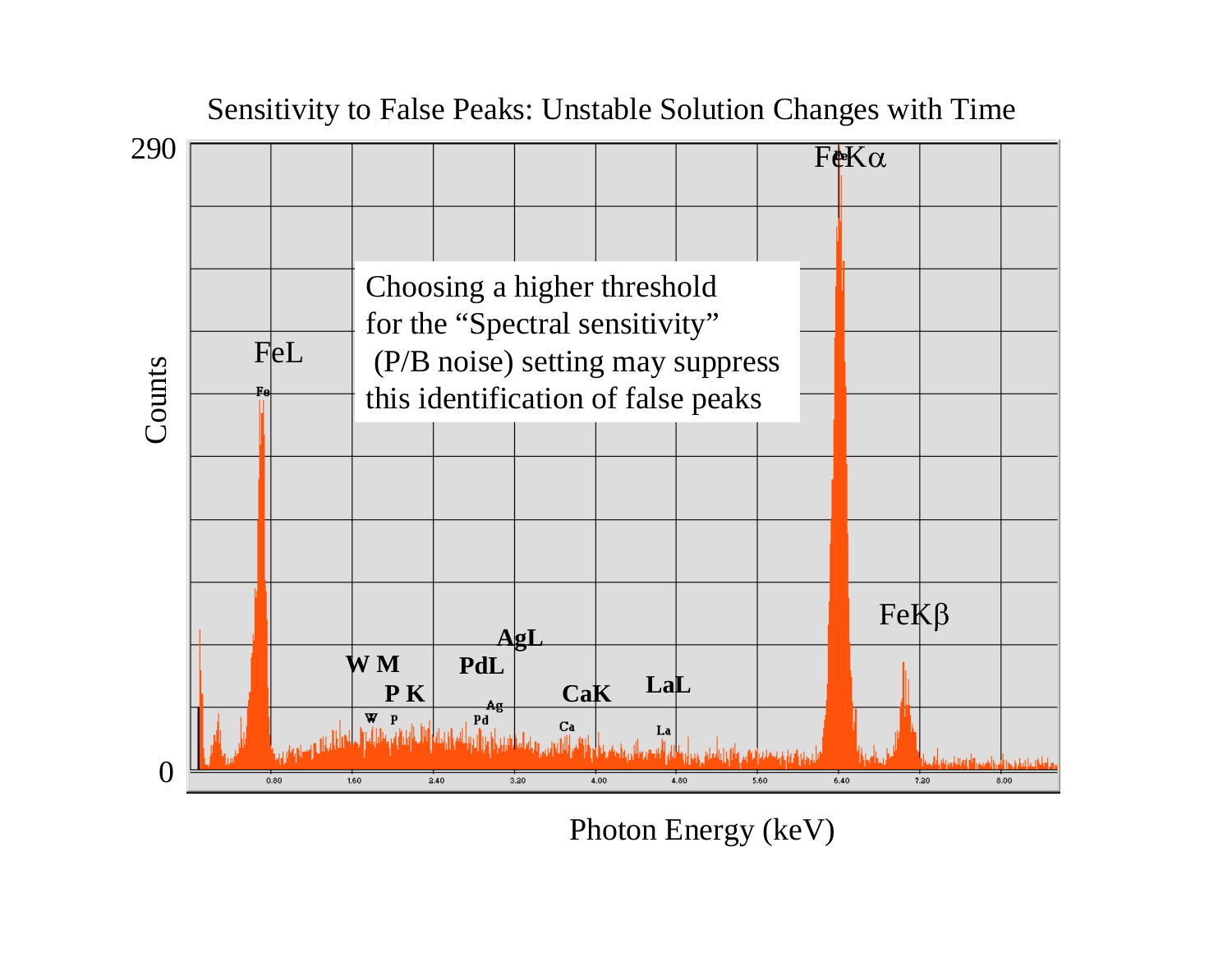# Sensitivity to False Peaks: Unstable Solution Changes with Time

Choosing a higher threshold for the "Spectral sensitivity" (P/B noise) setting may suppress this identification of false peaks

Counts: 0 to 290

Photon Energy (keV): 0.80, 1.60, 2.40, 3.20, 4.00, 4.80, 5.60, 6.40, 7.20, 8.00

Peak labels: FeL, W M, P K, PdL, AgL, CaK, LaL, FeKα, FeKβ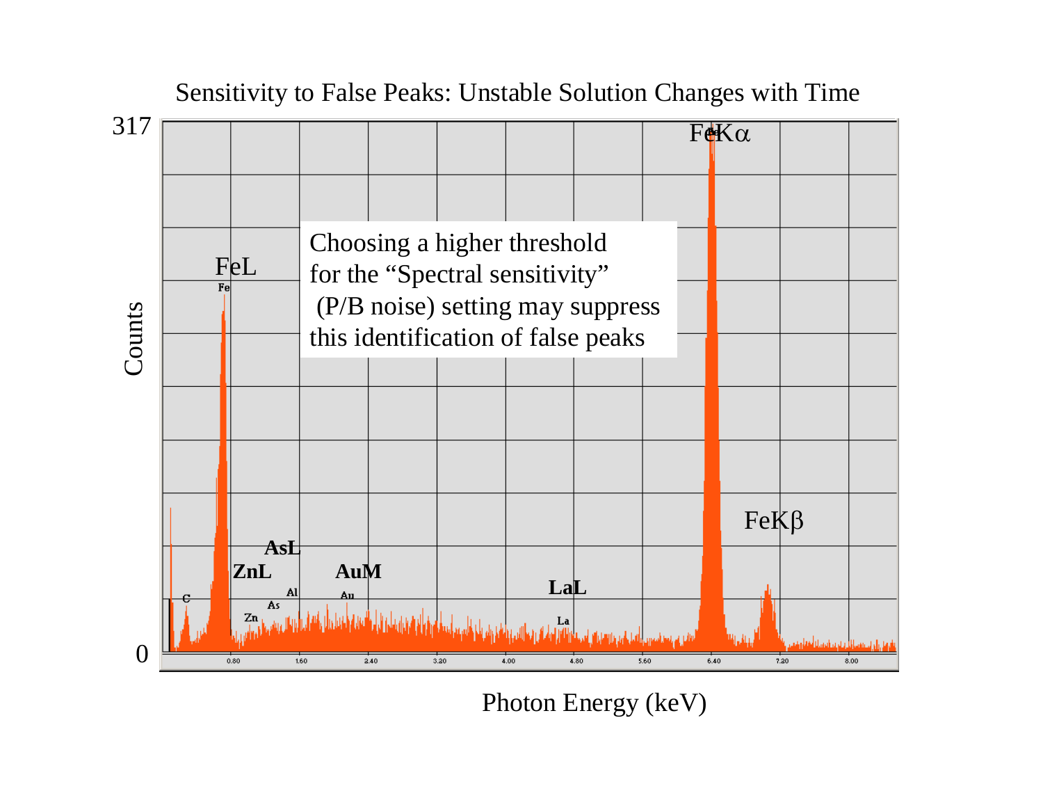## Sensitivity to False Peaks: Unstable Solution Changes with Time

Choosing a higher threshold for the “Spectral sensitivity” (P/B noise) setting may suppress this identification of false peaks

Counts (0–317) vs. Photon Energy (keV) (0.80–8.00)

Peak labels: FeL, ZnL, AsL, AuM, LaL, FeKα, FeKβ, C, Fe, Zn, As, Al, Au, La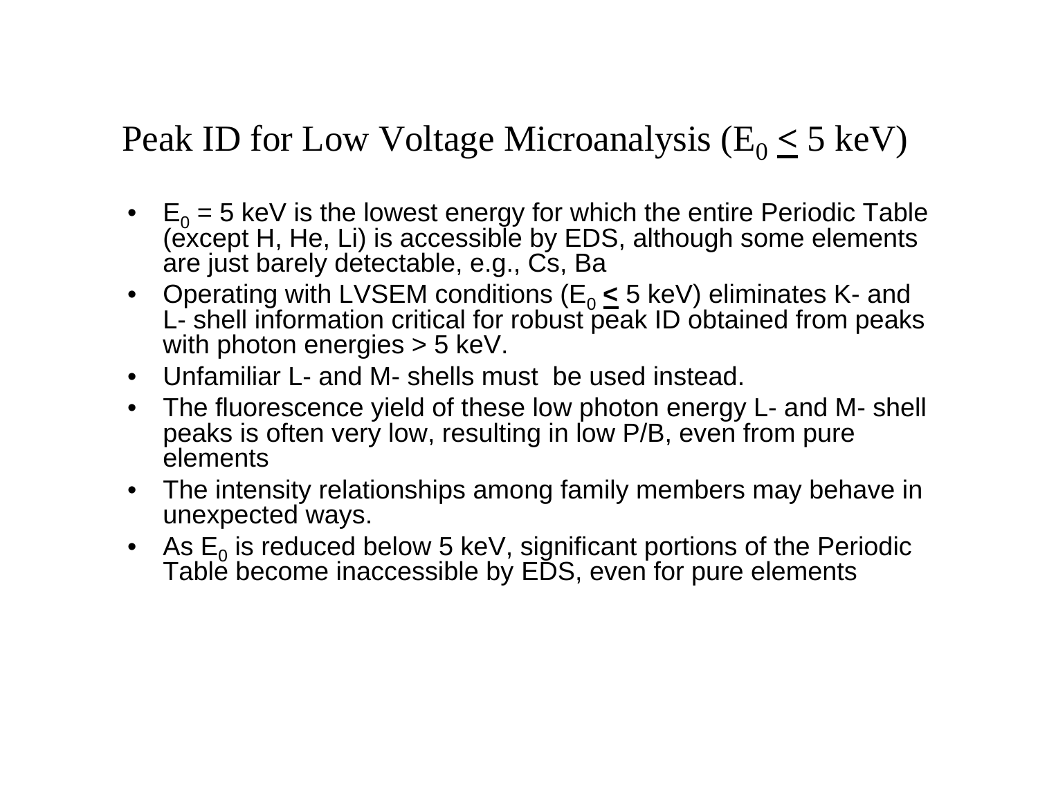# Peak ID for Low Voltage Microanalysis ($E_0 \leq 5$ keV)

- $E_0 = 5$ keV is the lowest energy for which the entire Periodic Table (except H, He, Li) is accessible by EDS, although some elements are just barely detectable, e.g., Cs, Ba
- Operating with LVSEM conditions ($E_0 \leq 5$ keV) eliminates K- and L- shell information critical for robust peak ID obtained from peaks with photon energies > 5 keV.
- Unfamiliar L- and M- shells must be used instead.
- The fluorescence yield of these low photon energy L- and M- shell peaks is often very low, resulting in low P/B, even from pure elements
- The intensity relationships among family members may behave in unexpected ways.
- As $E_0$ is reduced below 5 keV, significant portions of the Periodic Table become inaccessible by EDS, even for pure elements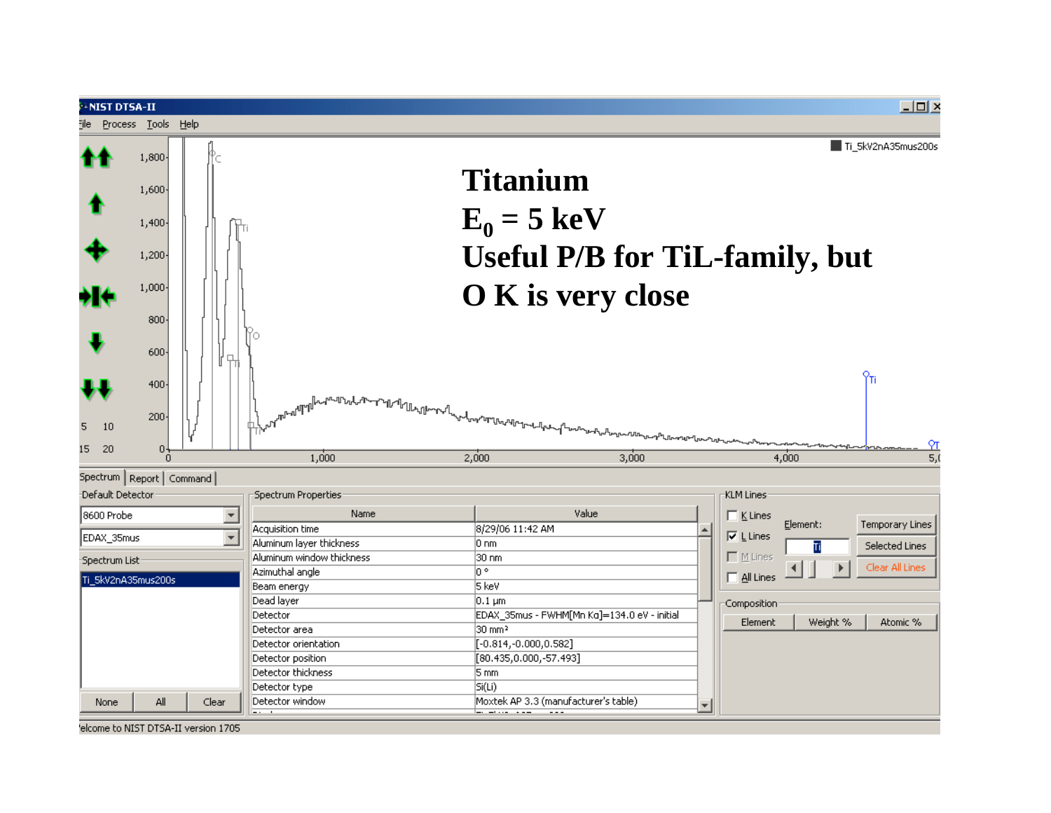**Titanium**

**$E_0$ = 5 keV**

**Useful P/B for TiL-family, but O K is very close**

NIST DTSA-II

File Process Tools Help

Ti_5kV2nA35mus200s

Spectrum | Report | Command

Default Detector: 8600 Probe; EDAX_35mus

Spectrum List: Ti_5kV2nA35mus200s

None | All | Clear

Spectrum Properties

| Name | Value |
|---|---|
| Acquisition time | 8/29/06 11:42 AM |
| Aluminum layer thickness | 0 nm |
| Aluminum window thickness | 30 nm |
| Azimuthal angle | 0 ° |
| Beam energy | 5 keV |
| Dead layer | 0.1 µm |
| Detector | EDAX_35mus - FWHM[Mn Kα]=134.0 eV - initial |
| Detector area | 30 mm² |
| Detector orientation | [-0.814,-0.000,0.582] |
| Detector position | [80.435,0.000,-57.493] |
| Detector thickness | 5 mm |
| Detector type | Si(Li) |
| Detector window | Moxtek AP 3.3 (manufacturer's table) |

KLM Lines: K Lines; L Lines (checked); M Lines; All Lines. Element: Ti. Temporary Lines | Selected Lines | Clear All Lines

Composition: Element | Weight % | Atomic %

Welcome to NIST DTSA-II version 1705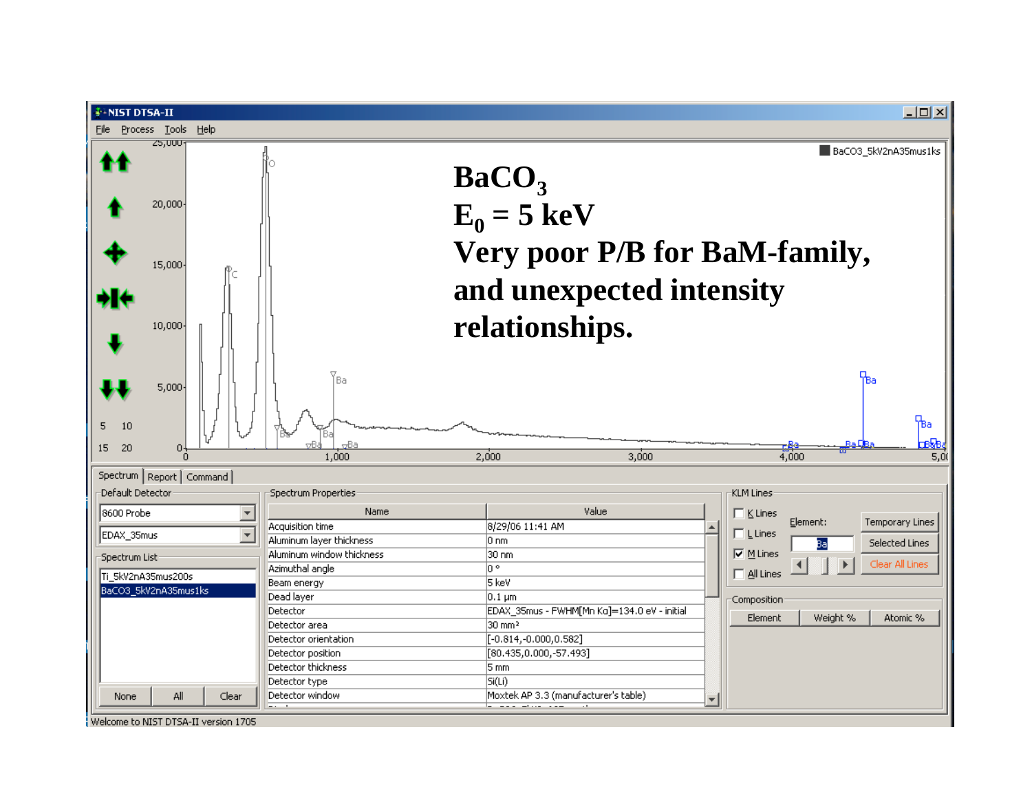# $BaCO_3$

# $E_0$ = 5 keV

**Very poor P/B for BaM-family, and unexpected intensity relationships.**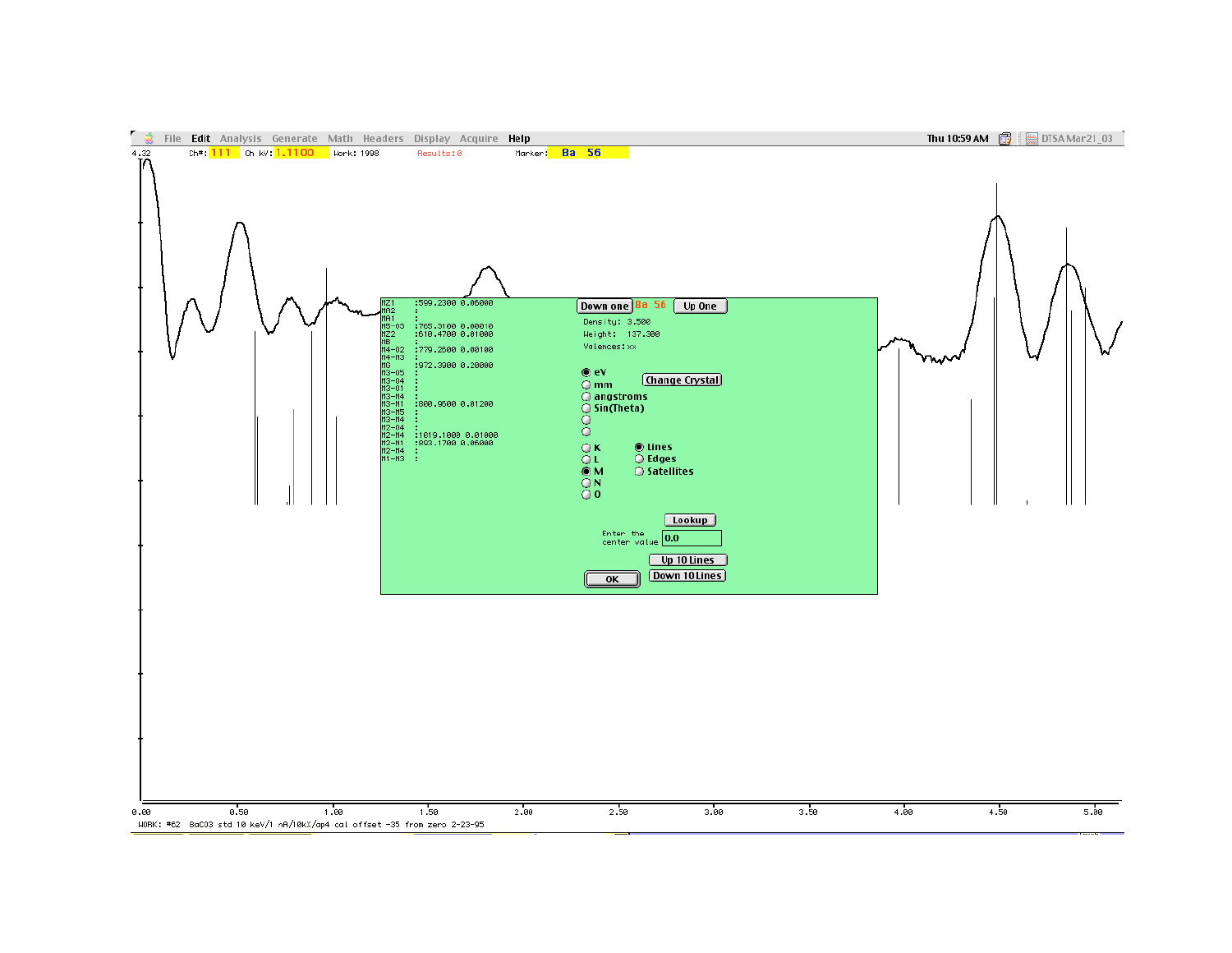File Edit Analysis Generate Math Headers Display Acquire Help    Thu 10:59 AM    DTSA Mar21_03

4.32  Ch#: 111  Ch kV: 1.1100  Work: 1998  Results: 0  Marker: Ba 56

| Line | Value |
| --- | --- |
| MZ1 | :599.2300 0.06000 |
| MA2 | : |
| MA1 | : |
| M5-O3 | :765.3100 0.00010 |
| MZ2 | :610.4700 0.01000 |
| MB | : |
| M4-O2 | :779.2500 0.00100 |
| M4-N3 | : |
| MG | :972.3900 0.20000 |
| M3-O5 | : |
| M3-O4 | : |
| M3-O1 | : |
| M3-N4 | : |
| M3-N1 | :800.9500 0.01200 |
| M3-N5 | : |
| M3-M4 | : |
| M2-O4 | : |
| M2-N4 | :1019.1000 0.01000 |
| M2-N1 | :893.1700 0.06000 |
| M2-M4 | : |
| M1-N3 | : |

Down one  Ba 56  Up One

Density: 3.500
Weight: 137.300
Valences: xx

- eV
- mm
- angstroms
- Sin(Theta)

Change Crystal

- K
- L
- M
- N
- O

- Lines
- Edges
- Satellites

Lookup

Enter the center value: 0.0

Up 10 Lines
Down 10 Lines
OK

0.00  0.50  1.00  1.50  2.00  2.50  3.00  3.50  4.00  4.50  5.00

WORK: #62  BaCO3 std 10 keV/1 nA/10kX/ap4 cal offset -35 from zero 2-23-95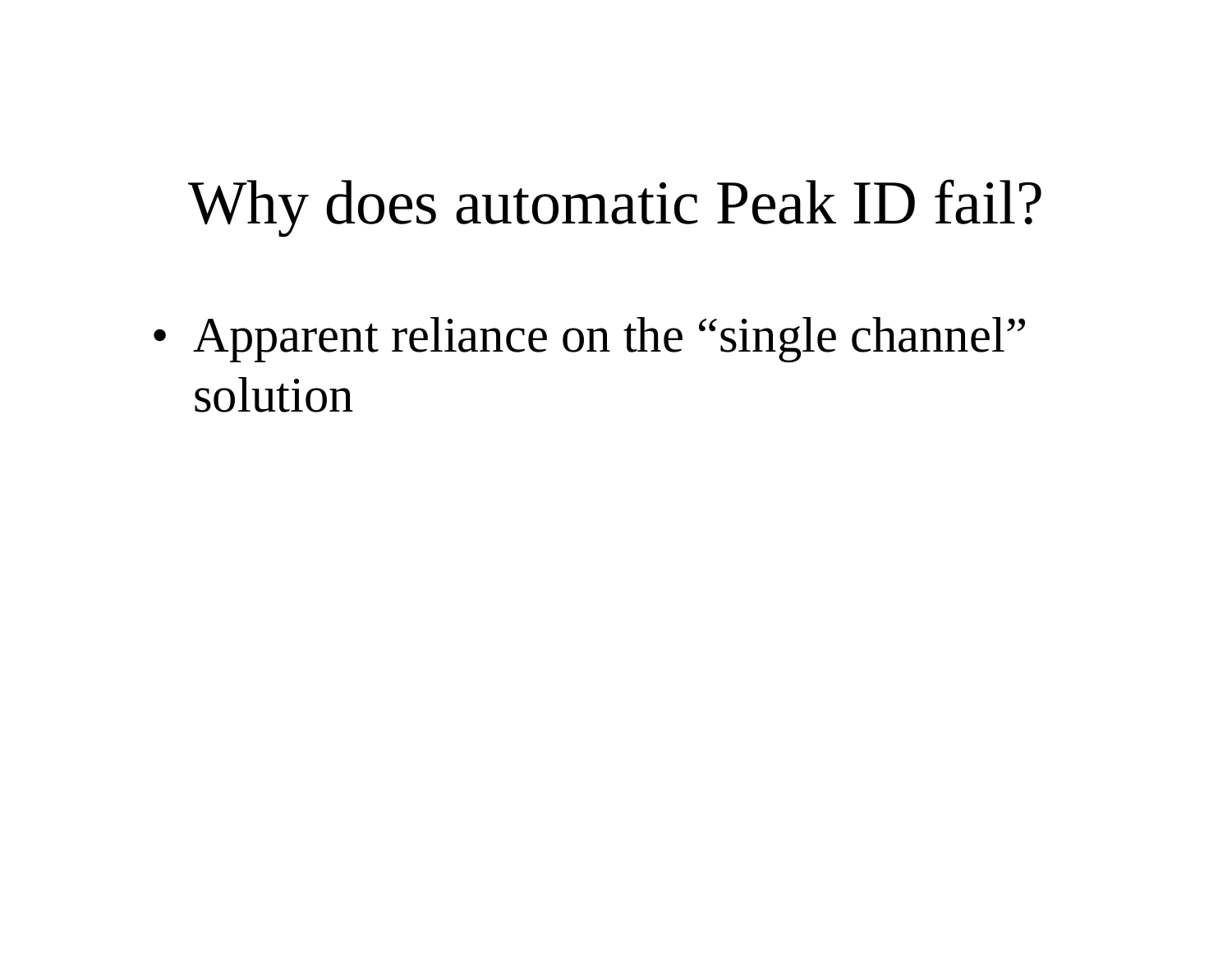# Why does automatic Peak ID fail?

- Apparent reliance on the “single channel” solution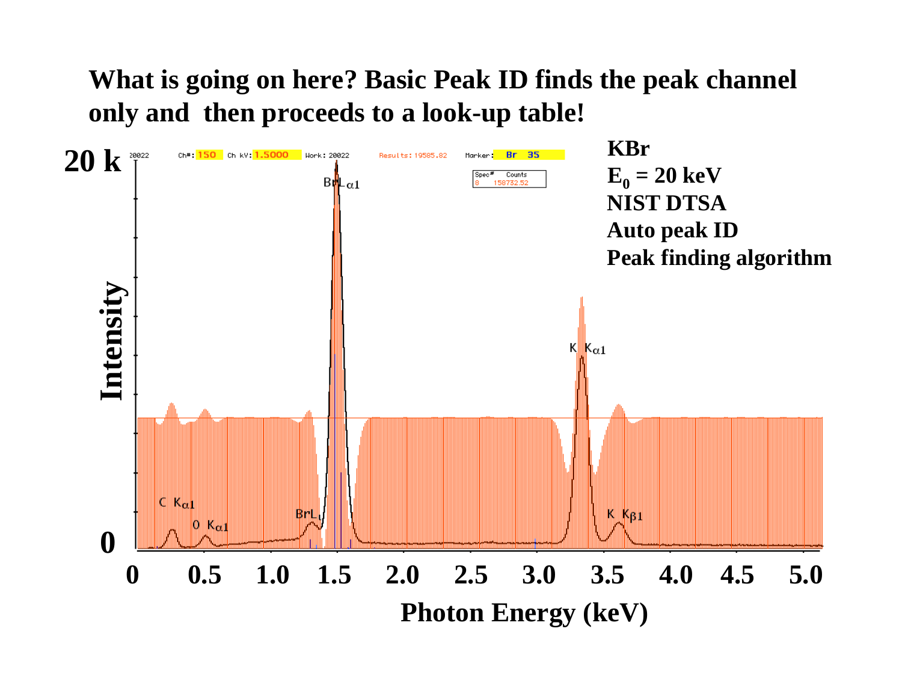**What is going on here? Basic Peak ID finds the peak channel only and then proceeds to a look-up table!**

**KBr**
**$E_0$ = 20 keV**
**NIST DTSA**
**Auto peak ID**
**Peak finding algorithm**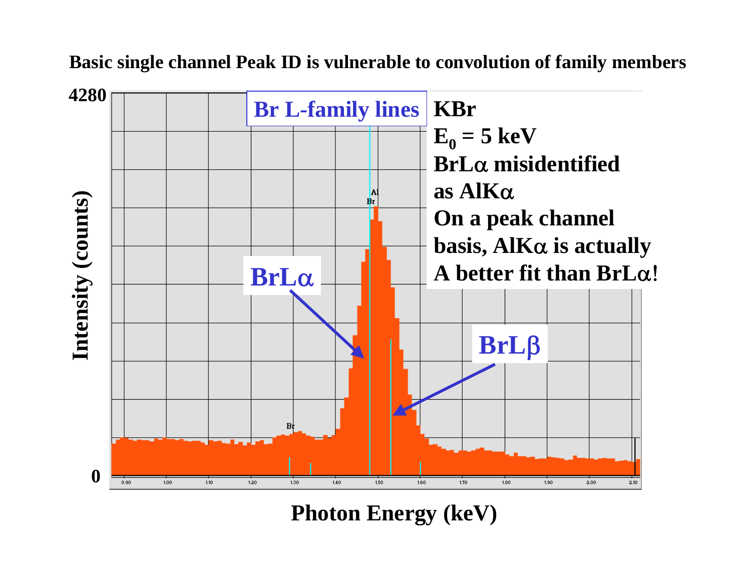**Basic single channel Peak ID is vulnerable to convolution of family members**

**KBr**
**$E_0$ = 5 keV**
**BrLα misidentified as AlKα**
**On a peak channel basis, AlKα is actually A better fit than BrLα!**

**Br L-family lines**

BrLα

BrLβ

Intensity (counts)

Photon Energy (keV)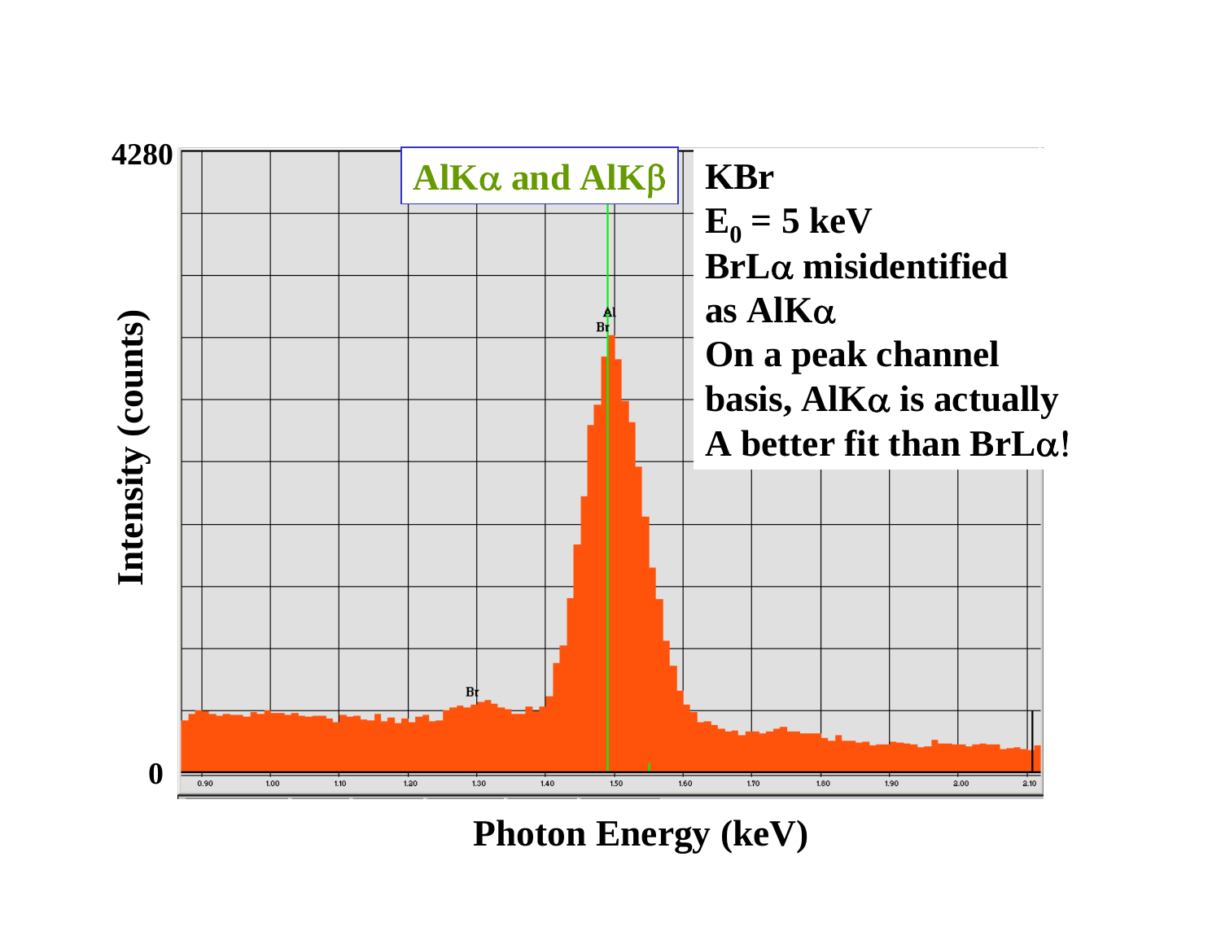**AlKα and AlKβ**

**KBr**
**$E_0$ = 5 keV**
**BrLα misidentified as AlKα**
**On a peak channel basis, AlKα is actually A better fit than BrLα!**

Intensity (counts)

Photon Energy (keV)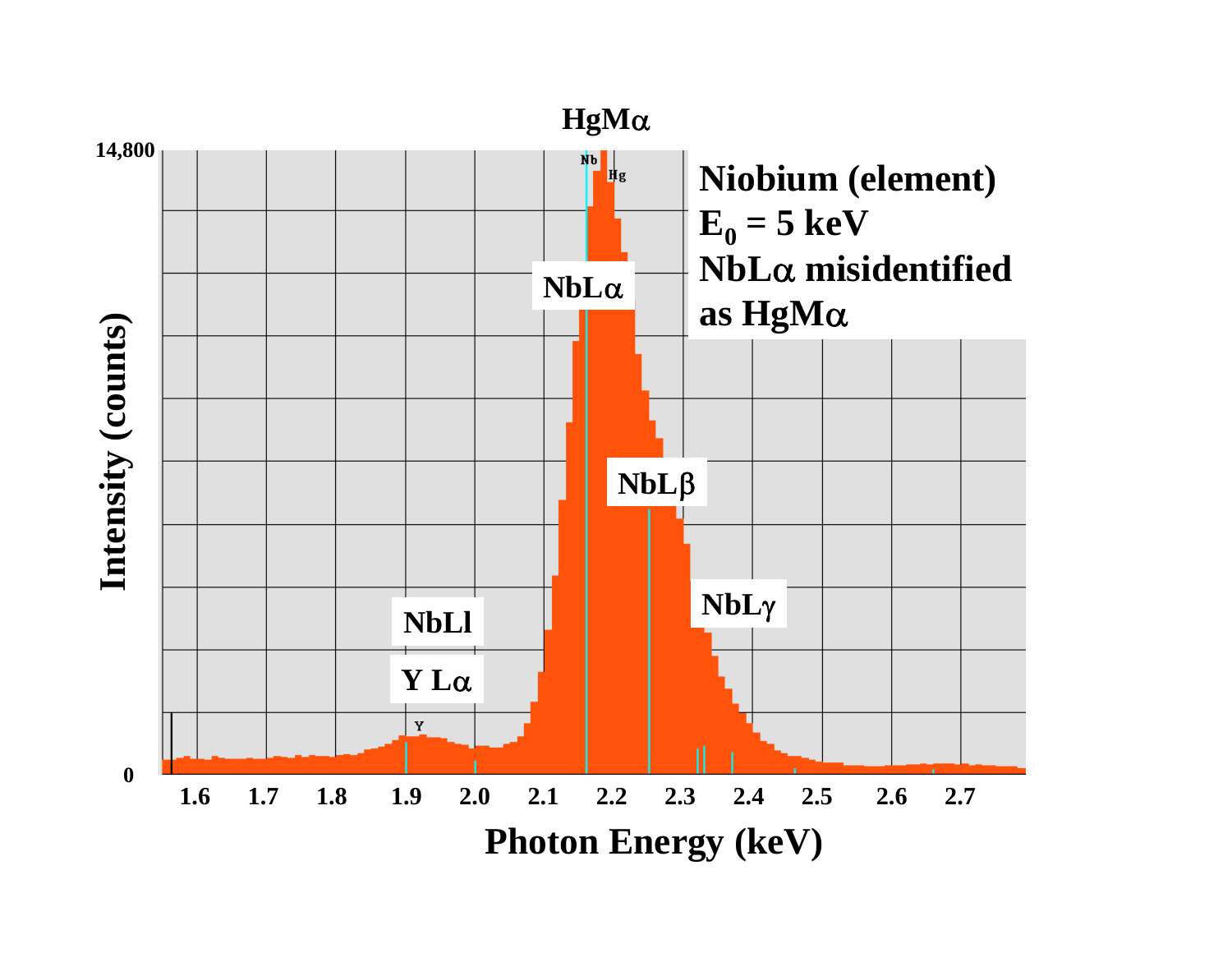HgMα

Niobium (element)
$E_0$ = 5 keV
NbLα misidentified as HgMα

NbLα

NbLβ

NbLγ

NbLl

Y Lα

Intensity (counts)

Photon Energy (keV)

14,800

0

1.6 1.7 1.8 1.9 2.0 2.1 2.2 2.3 2.4 2.5 2.6 2.7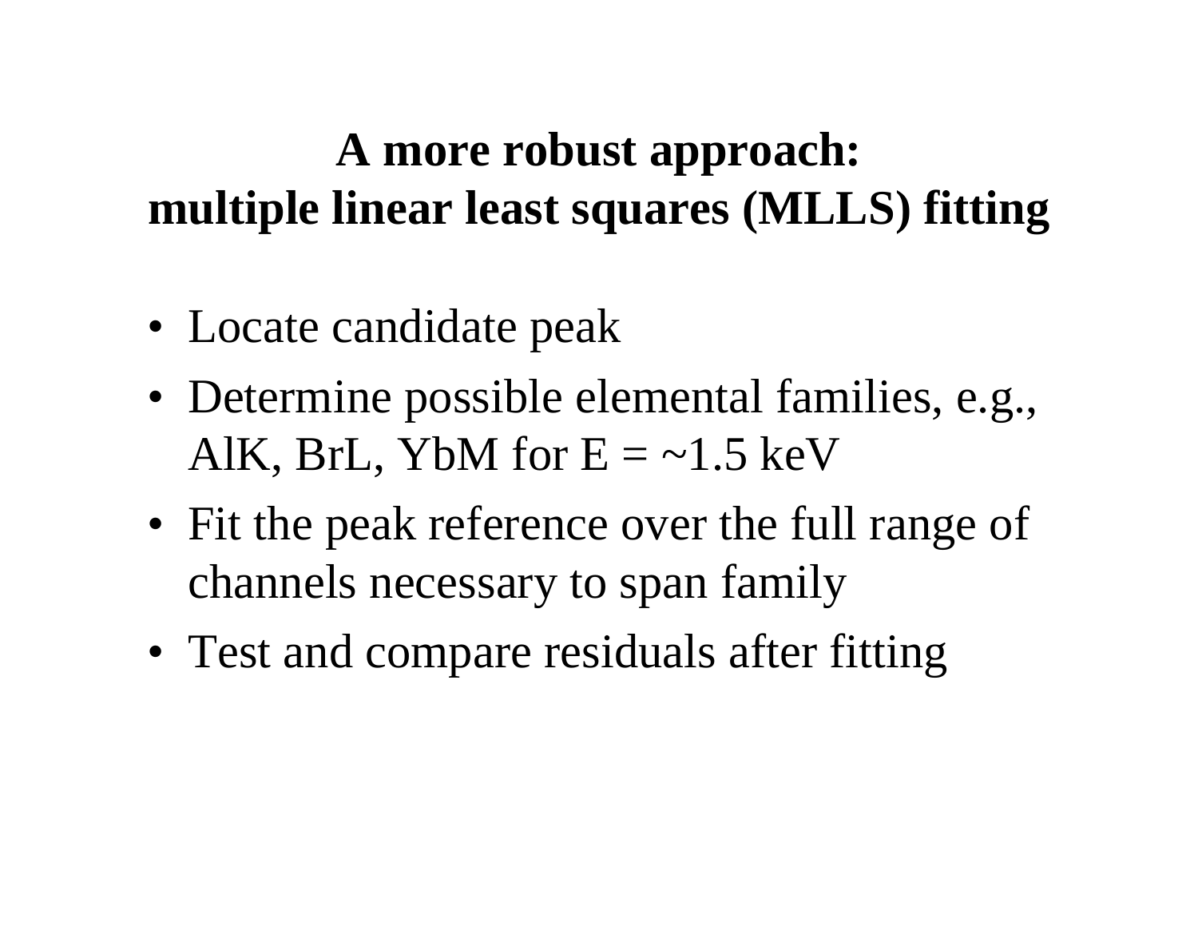# A more robust approach:
# multiple linear least squares (MLLS) fitting

- Locate candidate peak
- Determine possible elemental families, e.g., AlK, BrL, YbM for E = ~1.5 keV
- Fit the peak reference over the full range of channels necessary to span family
- Test and compare residuals after fitting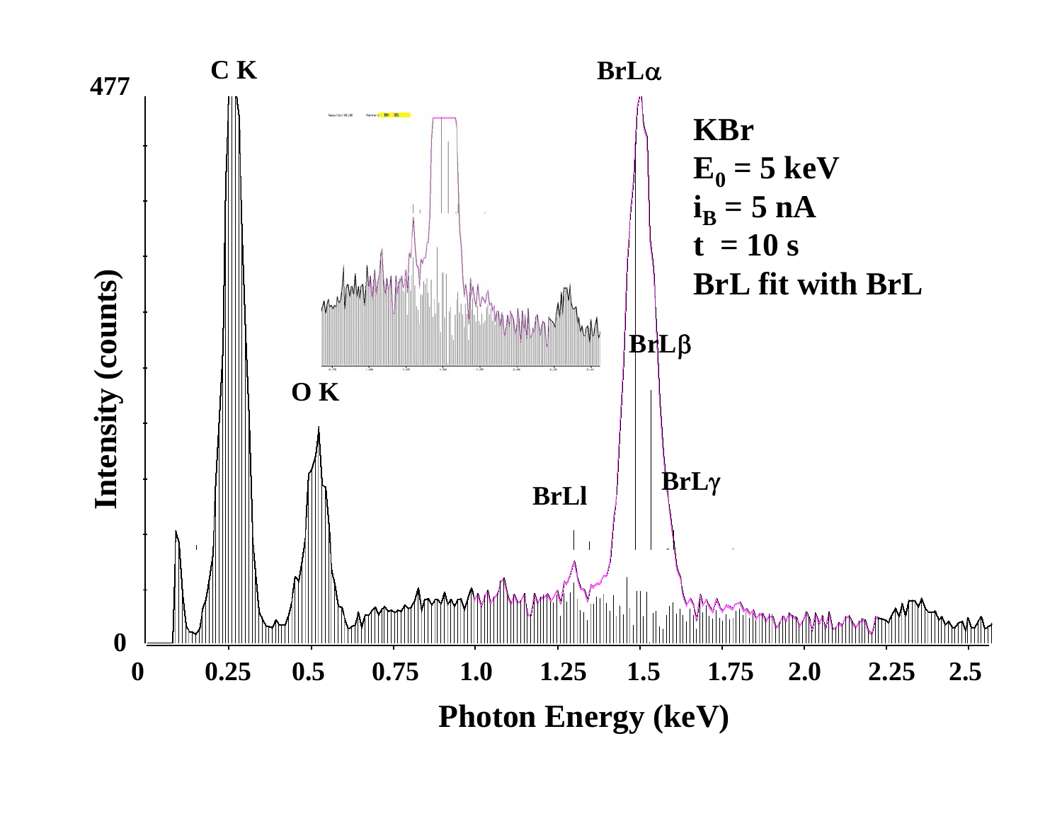**KBr**

**$E_0$ = 5 keV**

**$i_B$ = 5 nA**

**t = 10 s**

**BrL fit with BrL**

C K, O K, BrLl, BrLα, BrLβ, BrLγ

Intensity (counts): 0 – 477

Photon Energy (keV): 0, 0.25, 0.5, 0.75, 1.0, 1.25, 1.5, 1.75, 2.0, 2.25, 2.5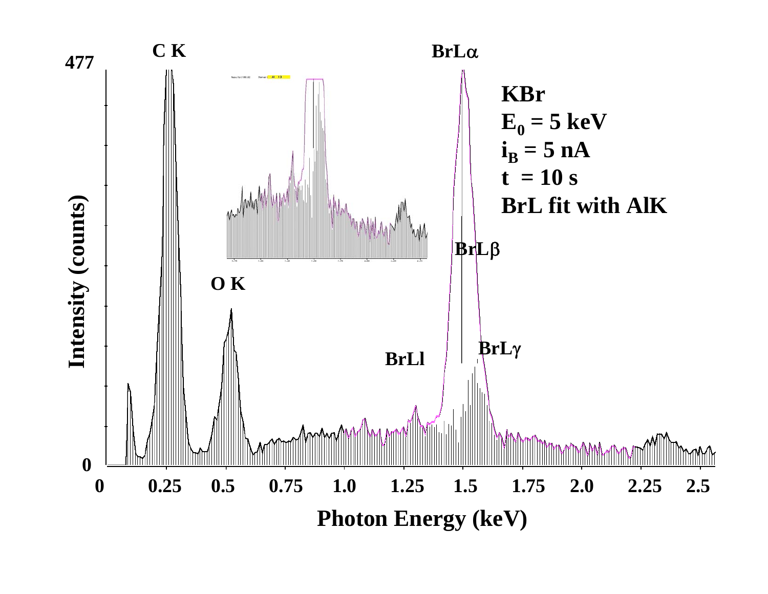KBr

$E_0$ = 5 keV

$i_B$ = 5 nA

t = 10 s

BrL fit with AlK

Intensity (counts)

Photon Energy (keV)

C K, O K, BrLα, BrLβ, BrLγ, BrLl

0, 0.25, 0.5, 0.75, 1.0, 1.25, 1.5, 1.75, 2.0, 2.25, 2.5

0, 477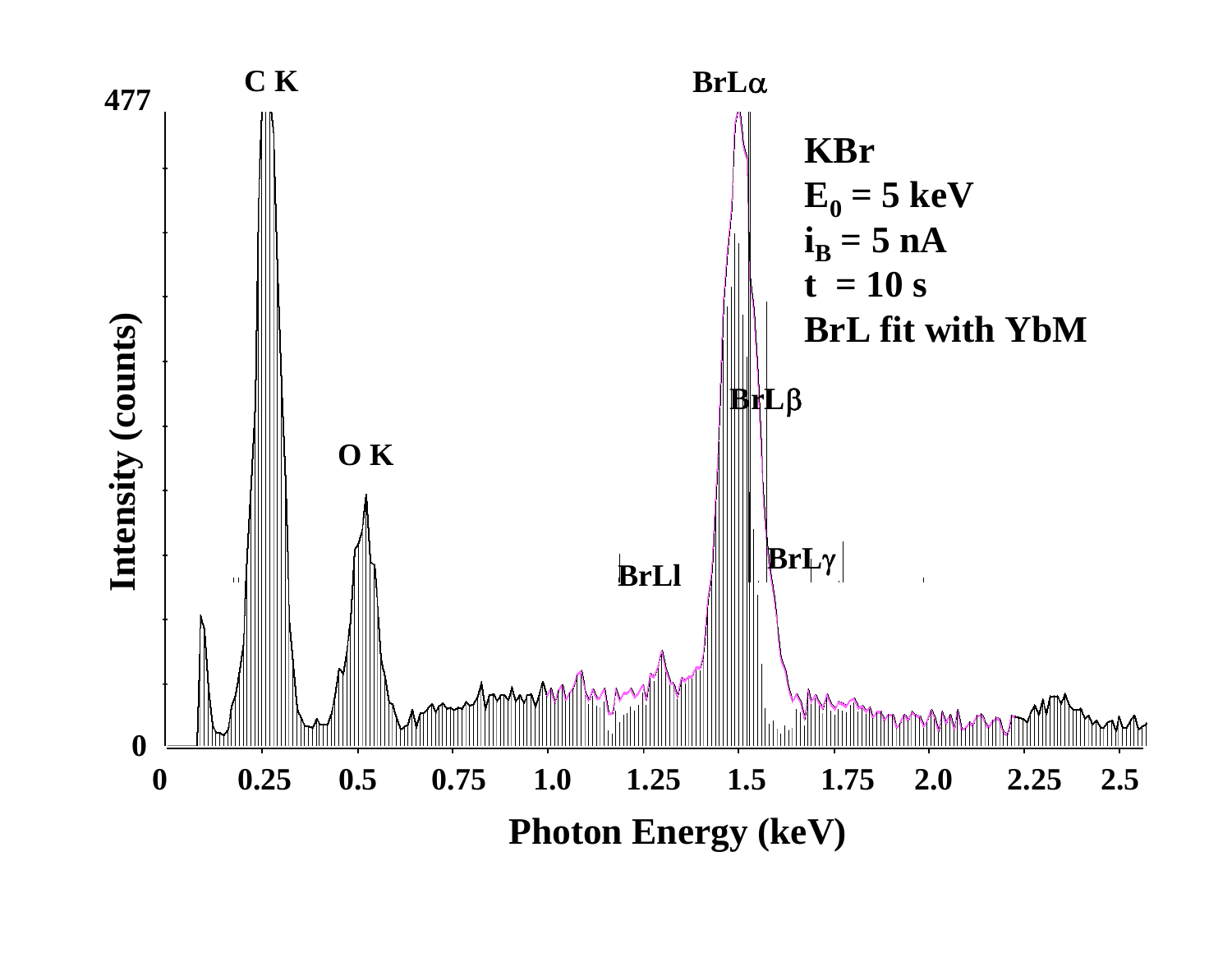KBr
$E_0$ = 5 keV
$i_B$ = 5 nA
t = 10 s
BrL fit with YbM

C K

O K

BrLα

BrLβ

BrLγ

BrLl

477

0

Intensity (counts)

0 0.25 0.5 0.75 1.0 1.25 1.5 1.75 2.0 2.25 2.5

Photon Energy (keV)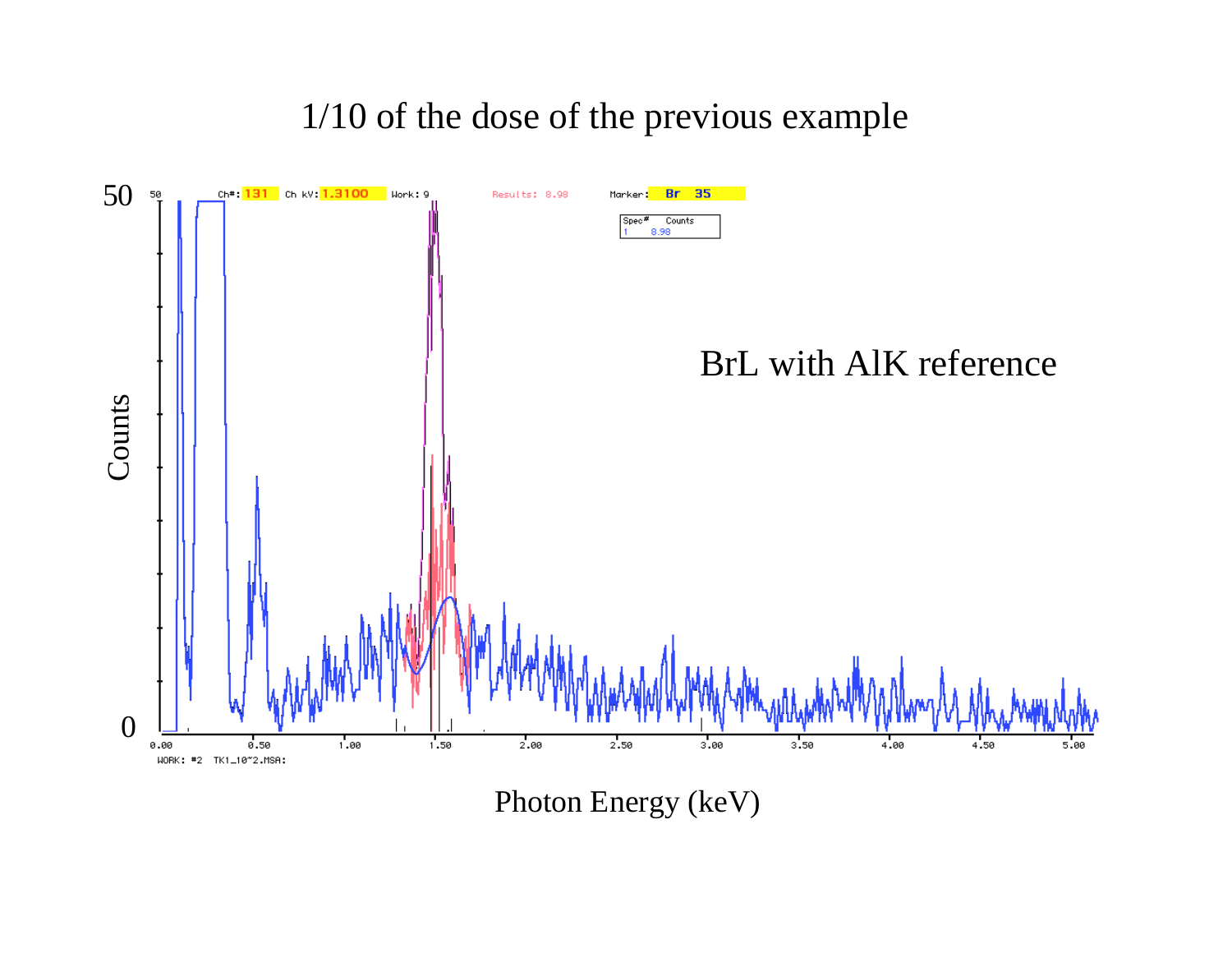# 1/10 of the dose of the previous example

BrL with AlK reference

Counts

Photon Energy (keV)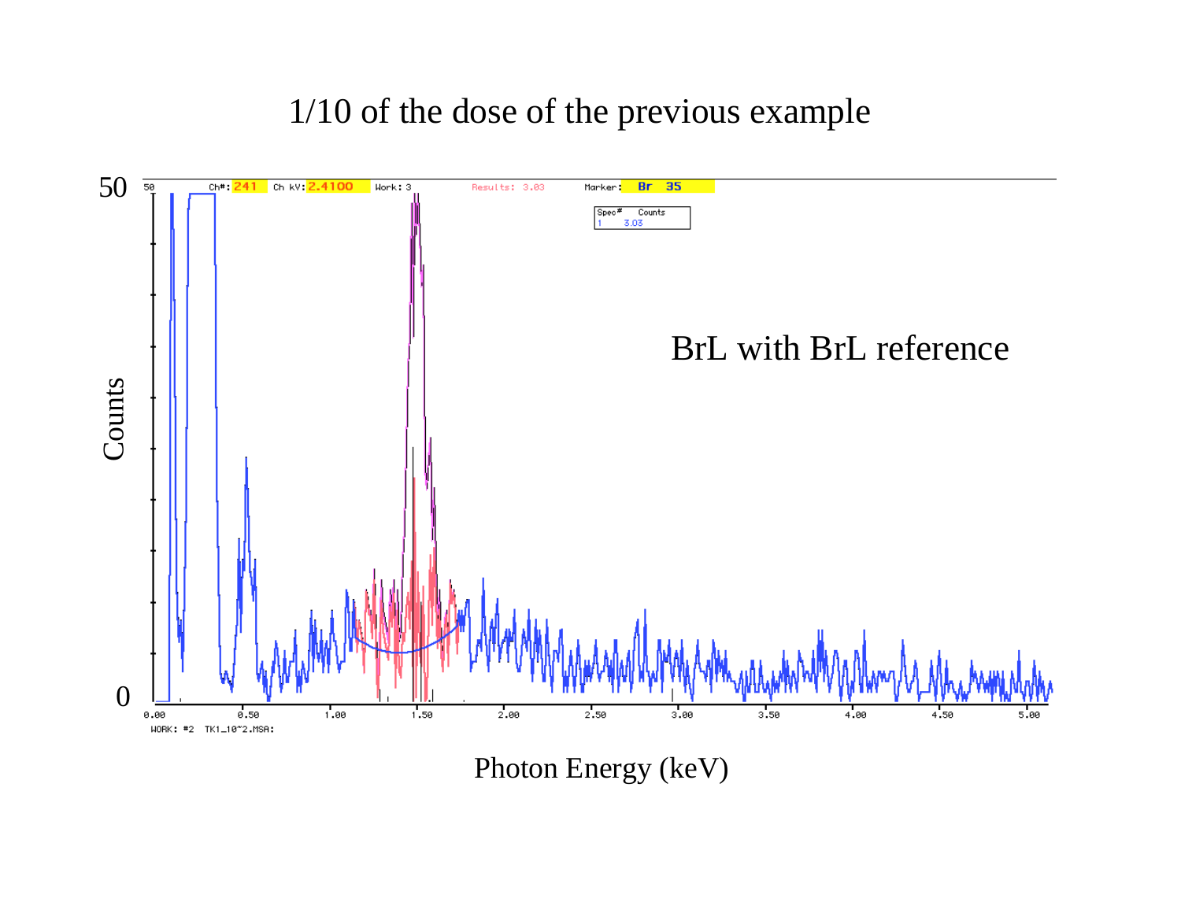# 1/10 of the dose of the previous example

BrL with BrL reference

Counts

Photon Energy (keV)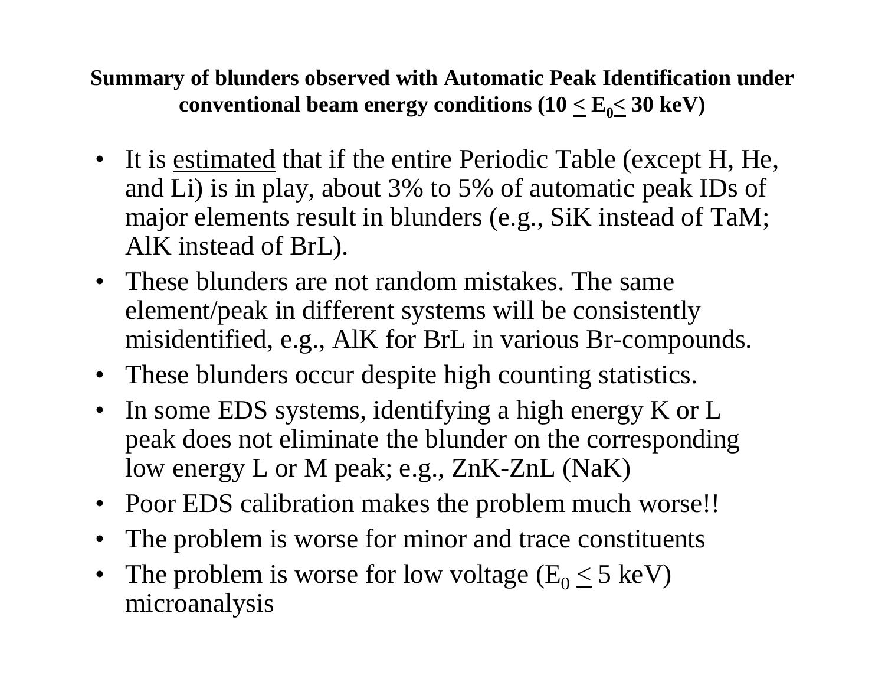**Summary of blunders observed with Automatic Peak Identification under conventional beam energy conditions ($10 \leq E_0 \leq 30$ keV)**

- It is estimated that if the entire Periodic Table (except H, He, and Li) is in play, about 3% to 5% of automatic peak IDs of major elements result in blunders (e.g., SiK instead of TaM; AlK instead of BrL).
- These blunders are not random mistakes. The same element/peak in different systems will be consistently misidentified, e.g., AlK for BrL in various Br-compounds.
- These blunders occur despite high counting statistics.
- In some EDS systems, identifying a high energy K or L peak does not eliminate the blunder on the corresponding low energy L or M peak; e.g., ZnK-ZnL (NaK)
- Poor EDS calibration makes the problem much worse!!
- The problem is worse for minor and trace constituents
- The problem is worse for low voltage ($E_0 \leq 5$ keV) microanalysis